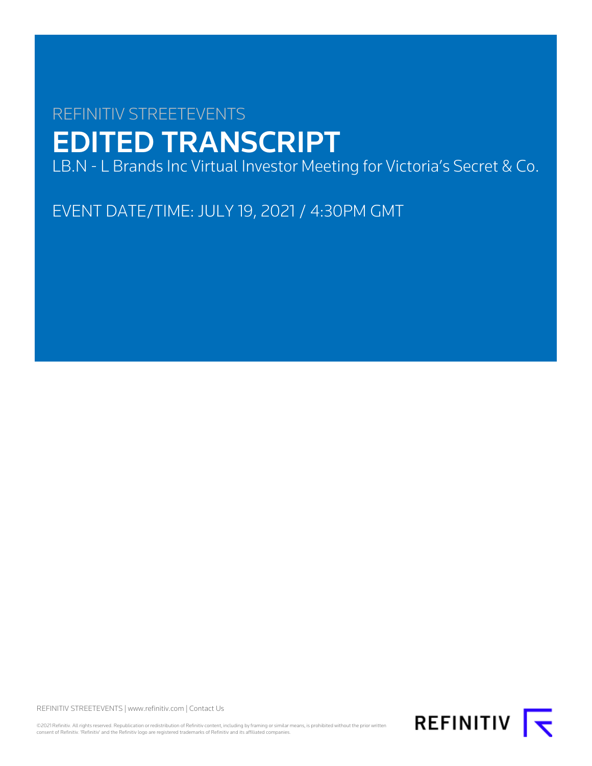REFINITIV STREETEVENTS

# EDITED TRANSCRIPT

LB.N - L Brands Inc Virtual Investor Meeting for Victoria's Secret & Co.

EVENT DATE/TIME: JULY 19, 2021 / 4:30PM GMT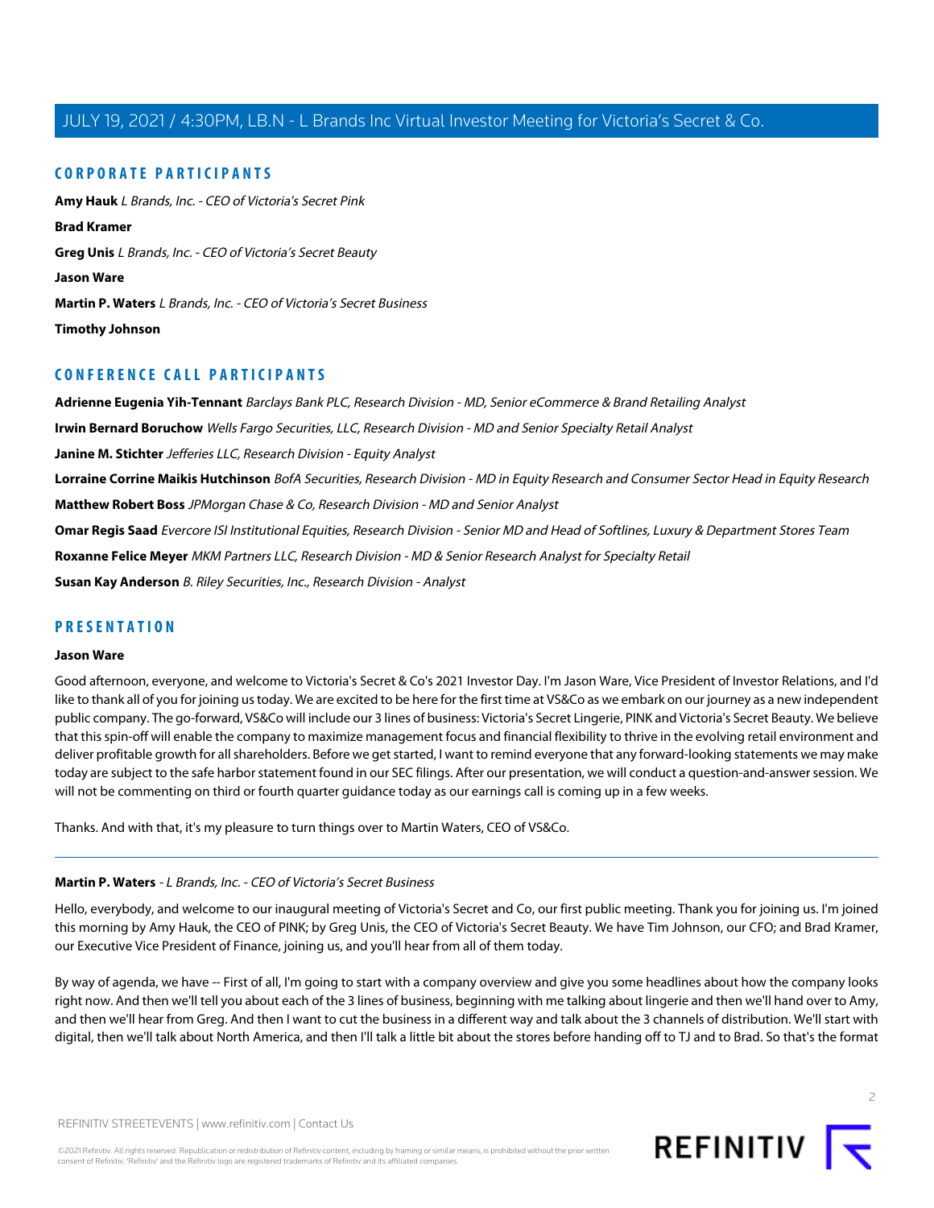## CORPORATE PARTICIPANTS

**Amy Hauk** *L Brands, Inc. - CEO of Victoria's Secret Pink*

**Brad Kramer**

**Greg Unis** *L Brands, Inc. - CEO of Victoria's Secret Beauty*

**Jason Ware**

**Martin P. Waters** *L Brands, Inc. - CEO of Victoria's Secret Business*

**Timothy Johnson**

## CONFERENCE CALL PARTICIPANTS

**Adrienne Eugenia Yih-Tennant** *Barclays Bank PLC, Research Division - MD, Senior eCommerce & Brand Retailing Analyst*

**Irwin Bernard Boruchow** *Wells Fargo Securities, LLC, Research Division - MD and Senior Specialty Retail Analyst*

**Janine M. Stichter** *Jefferies LLC, Research Division - Equity Analyst*

**Lorraine Corrine Maikis Hutchinson** *BofA Securities, Research Division - MD in Equity Research and Consumer Sector Head in Equity Research*

**Matthew Robert Boss** *JPMorgan Chase & Co, Research Division - MD and Senior Analyst*

**Omar Regis Saad** *Evercore ISI Institutional Equities, Research Division - Senior MD and Head of Softlines, Luxury & Department Stores Team*

**Roxanne Felice Meyer** *MKM Partners LLC, Research Division - MD & Senior Research Analyst for Specialty Retail*

**Susan Kay Anderson** *B. Riley Securities, Inc., Research Division - Analyst*

## PRESENTATION

**Jason Ware**

Good afternoon, everyone, and welcome to Victoria's Secret & Co's 2021 Investor Day. I'm Jason Ware, Vice President of Investor Relations, and I'd like to thank all of you for joining us today. We are excited to be here for the first time at VS&Co as we embark on our journey as a new independent public company. The go-forward, VS&Co will include our 3 lines of business: Victoria's Secret Lingerie, PINK and Victoria's Secret Beauty. We believe that this spin-off will enable the company to maximize management focus and financial flexibility to thrive in the evolving retail environment and deliver profitable growth for all shareholders. Before we get started, I want to remind everyone that any forward-looking statements we may make today are subject to the safe harbor statement found in our SEC filings. After our presentation, we will conduct a question-and-answer session. We will not be commenting on third or fourth quarter guidance today as our earnings call is coming up in a few weeks.

Thanks. And with that, it's my pleasure to turn things over to Martin Waters, CEO of VS&Co.

---

**Martin P. Waters** - *L Brands, Inc. - CEO of Victoria's Secret Business*

Hello, everybody, and welcome to our inaugural meeting of Victoria's Secret and Co, our first public meeting. Thank you for joining us. I'm joined this morning by Amy Hauk, the CEO of PINK; by Greg Unis, the CEO of Victoria's Secret Beauty. We have Tim Johnson, our CFO; and Brad Kramer, our Executive Vice President of Finance, joining us, and you'll hear from all of them today.

By way of agenda, we have -- First of all, I'm going to start with a company overview and give you some headlines about how the company looks right now. And then we'll tell you about each of the 3 lines of business, beginning with me talking about lingerie and then we'll hand over to Amy, and then we'll hear from Greg. And then I want to cut the business in a different way and talk about the 3 channels of distribution. We'll start with digital, then we'll talk about North America, and then I'll talk a little bit about the stores before handing off to TJ and to Brad. So that's the format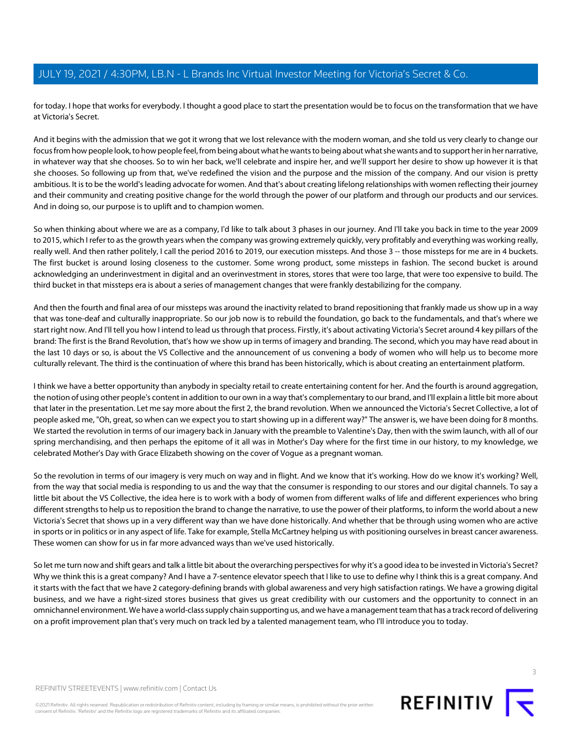for today. I hope that works for everybody. I thought a good place to start the presentation would be to focus on the transformation that we have at Victoria's Secret.

And it begins with the admission that we got it wrong that we lost relevance with the modern woman, and she told us very clearly to change our focus from how people look, to how people feel, from being about what he wants to being about what she wants and to support her in her narrative, in whatever way that she chooses. So to win her back, we'll celebrate and inspire her, and we'll support her desire to show up however it is that she chooses. So following up from that, we've redefined the vision and the purpose and the mission of the company. And our vision is pretty ambitious. It is to be the world's leading advocate for women. And that's about creating lifelong relationships with women reflecting their journey and their community and creating positive change for the world through the power of our platform and through our products and our services. And in doing so, our purpose is to uplift and to champion women.

So when thinking about where we are as a company, I'd like to talk about 3 phases in our journey. And I'll take you back in time to the year 2009 to 2015, which I refer to as the growth years when the company was growing extremely quickly, very profitably and everything was working really, really well. And then rather politely, I call the period 2016 to 2019, our execution missteps. And those 3 -- those missteps for me are in 4 buckets. The first bucket is around losing closeness to the customer. Some wrong product, some missteps in fashion. The second bucket is around acknowledging an underinvestment in digital and an overinvestment in stores, stores that were too large, that were too expensive to build. The third bucket in that missteps era is about a series of management changes that were frankly destabilizing for the company.

And then the fourth and final area of our missteps was around the inactivity related to brand repositioning that frankly made us show up in a way that was tone-deaf and culturally inappropriate. So our job now is to rebuild the foundation, go back to the fundamentals, and that's where we start right now. And I'll tell you how I intend to lead us through that process. Firstly, it's about activating Victoria's Secret around 4 key pillars of the brand: The first is the Brand Revolution, that's how we show up in terms of imagery and branding. The second, which you may have read about in the last 10 days or so, is about the VS Collective and the announcement of us convening a body of women who will help us to become more culturally relevant. The third is the continuation of where this brand has been historically, which is about creating an entertainment platform.

I think we have a better opportunity than anybody in specialty retail to create entertaining content for her. And the fourth is around aggregation, the notion of using other people's content in addition to our own in a way that's complementary to our brand, and I'll explain a little bit more about that later in the presentation. Let me say more about the first 2, the brand revolution. When we announced the Victoria's Secret Collective, a lot of people asked me, "Oh, great, so when can we expect you to start showing up in a different way?" The answer is, we have been doing for 8 months. We started the revolution in terms of our imagery back in January with the preamble to Valentine's Day, then with the swim launch, with all of our spring merchandising, and then perhaps the epitome of it all was in Mother's Day where for the first time in our history, to my knowledge, we celebrated Mother's Day with Grace Elizabeth showing on the cover of Vogue as a pregnant woman.

So the revolution in terms of our imagery is very much on way and in flight. And we know that it's working. How do we know it's working? Well, from the way that social media is responding to us and the way that the consumer is responding to our stores and our digital channels. To say a little bit about the VS Collective, the idea here is to work with a body of women from different walks of life and different experiences who bring different strengths to help us to reposition the brand to change the narrative, to use the power of their platforms, to inform the world about a new Victoria's Secret that shows up in a very different way than we have done historically. And whether that be through using women who are active in sports or in politics or in any aspect of life. Take for example, Stella McCartney helping us with positioning ourselves in breast cancer awareness. These women can show for us in far more advanced ways than we've used historically.

So let me turn now and shift gears and talk a little bit about the overarching perspectives for why it's a good idea to be invested in Victoria's Secret? Why we think this is a great company? And I have a 7-sentence elevator speech that I like to use to define why I think this is a great company. And it starts with the fact that we have 2 category-defining brands with global awareness and very high satisfaction ratings. We have a growing digital business, and we have a right-sized stores business that gives us great credibility with our customers and the opportunity to connect in an omnichannel environment. We have a world-class supply chain supporting us, and we have a management team that has a track record of delivering on a profit improvement plan that's very much on track led by a talented management team, who I'll introduce you to today.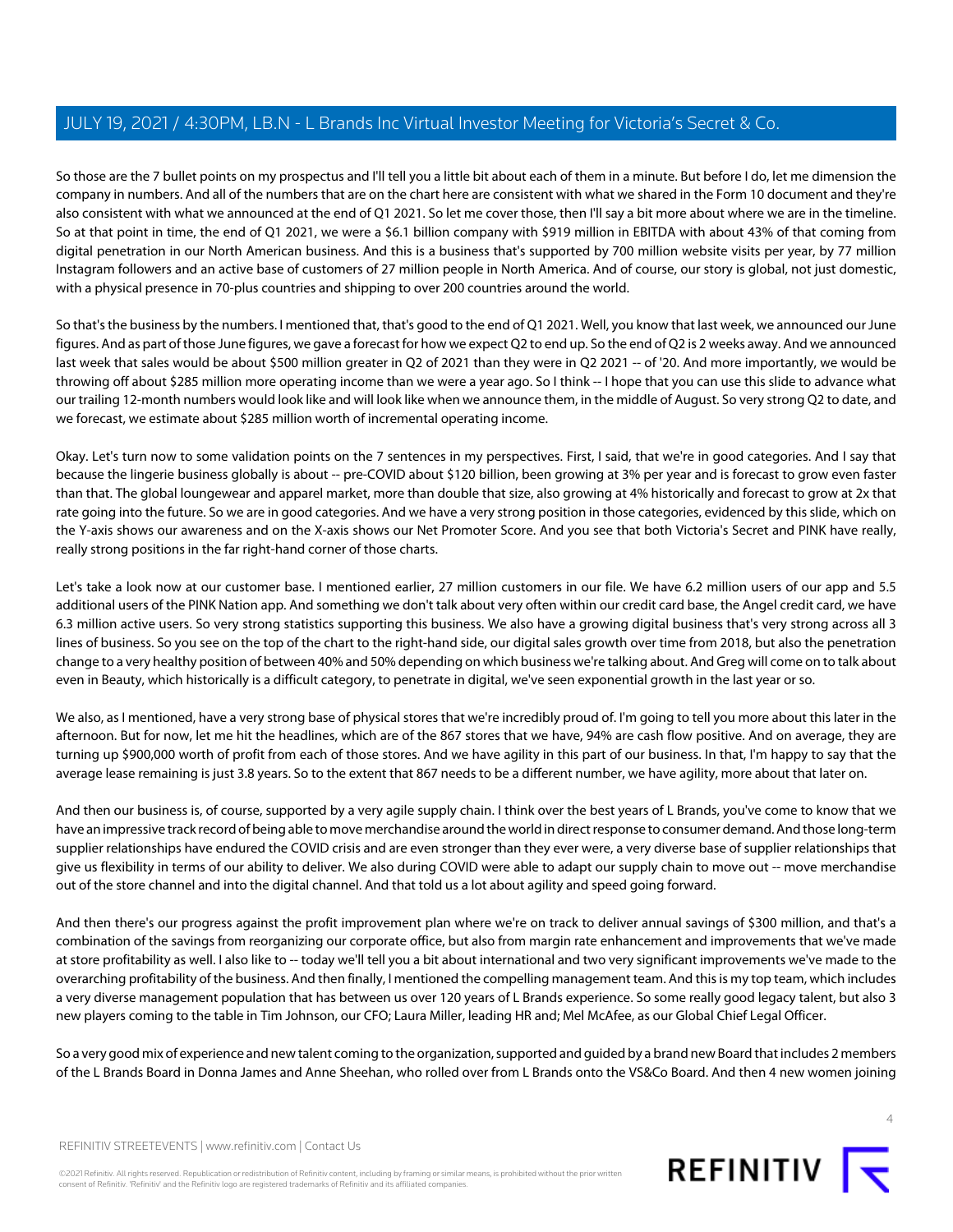So those are the 7 bullet points on my prospectus and I'll tell you a little bit about each of them in a minute. But before I do, let me dimension the company in numbers. And all of the numbers that are on the chart here are consistent with what we shared in the Form 10 document and they're also consistent with what we announced at the end of Q1 2021. So let me cover those, then I'll say a bit more about where we are in the timeline. So at that point in time, the end of Q1 2021, we were a $6.1 billion company with $919 million in EBITDA with about 43% of that coming from digital penetration in our North American business. And this is a business that's supported by 700 million website visits per year, by 77 million Instagram followers and an active base of customers of 27 million people in North America. And of course, our story is global, not just domestic, with a physical presence in 70-plus countries and shipping to over 200 countries around the world.

So that's the business by the numbers. I mentioned that, that's good to the end of Q1 2021. Well, you know that last week, we announced our June figures. And as part of those June figures, we gave a forecast for how we expect Q2 to end up. So the end of Q2 is 2 weeks away. And we announced last week that sales would be about $500 million greater in Q2 of 2021 than they were in Q2 2021 -- of '20. And more importantly, we would be throwing off about $285 million more operating income than we were a year ago. So I think -- I hope that you can use this slide to advance what our trailing 12-month numbers would look like and will look like when we announce them, in the middle of August. So very strong Q2 to date, and we forecast, we estimate about $285 million worth of incremental operating income.

Okay. Let's turn now to some validation points on the 7 sentences in my perspectives. First, I said, that we're in good categories. And I say that because the lingerie business globally is about -- pre-COVID about $120 billion, been growing at 3% per year and is forecast to grow even faster than that. The global loungewear and apparel market, more than double that size, also growing at 4% historically and forecast to grow at 2x that rate going into the future. So we are in good categories. And we have a very strong position in those categories, evidenced by this slide, which on the Y-axis shows our awareness and on the X-axis shows our Net Promoter Score. And you see that both Victoria's Secret and PINK have really, really strong positions in the far right-hand corner of those charts.

Let's take a look now at our customer base. I mentioned earlier, 27 million customers in our file. We have 6.2 million users of our app and 5.5 additional users of the PINK Nation app. And something we don't talk about very often within our credit card base, the Angel credit card, we have 6.3 million active users. So very strong statistics supporting this business. We also have a growing digital business that's very strong across all 3 lines of business. So you see on the top of the chart to the right-hand side, our digital sales growth over time from 2018, but also the penetration change to a very healthy position of between 40% and 50% depending on which business we're talking about. And Greg will come on to talk about even in Beauty, which historically is a difficult category, to penetrate in digital, we've seen exponential growth in the last year or so.

We also, as I mentioned, have a very strong base of physical stores that we're incredibly proud of. I'm going to tell you more about this later in the afternoon. But for now, let me hit the headlines, which are of the 867 stores that we have, 94% are cash flow positive. And on average, they are turning up $900,000 worth of profit from each of those stores. And we have agility in this part of our business. In that, I'm happy to say that the average lease remaining is just 3.8 years. So to the extent that 867 needs to be a different number, we have agility, more about that later on.

And then our business is, of course, supported by a very agile supply chain. I think over the best years of L Brands, you've come to know that we have an impressive track record of being able to move merchandise around the world in direct response to consumer demand. And those long-term supplier relationships have endured the COVID crisis and are even stronger than they ever were, a very diverse base of supplier relationships that give us flexibility in terms of our ability to deliver. We also during COVID were able to adapt our supply chain to move out -- move merchandise out of the store channel and into the digital channel. And that told us a lot about agility and speed going forward.

And then there's our progress against the profit improvement plan where we're on track to deliver annual savings of $300 million, and that's a combination of the savings from reorganizing our corporate office, but also from margin rate enhancement and improvements that we've made at store profitability as well. I also like to -- today we'll tell you a bit about international and two very significant improvements we've made to the overarching profitability of the business. And then finally, I mentioned the compelling management team. And this is my top team, which includes a very diverse management population that has between us over 120 years of L Brands experience. So some really good legacy talent, but also 3 new players coming to the table in Tim Johnson, our CFO; Laura Miller, leading HR and; Mel McAfee, as our Global Chief Legal Officer.

So a very good mix of experience and new talent coming to the organization, supported and guided by a brand new Board that includes 2 members of the L Brands Board in Donna James and Anne Sheehan, who rolled over from L Brands onto the VS&Co Board. And then 4 new women joining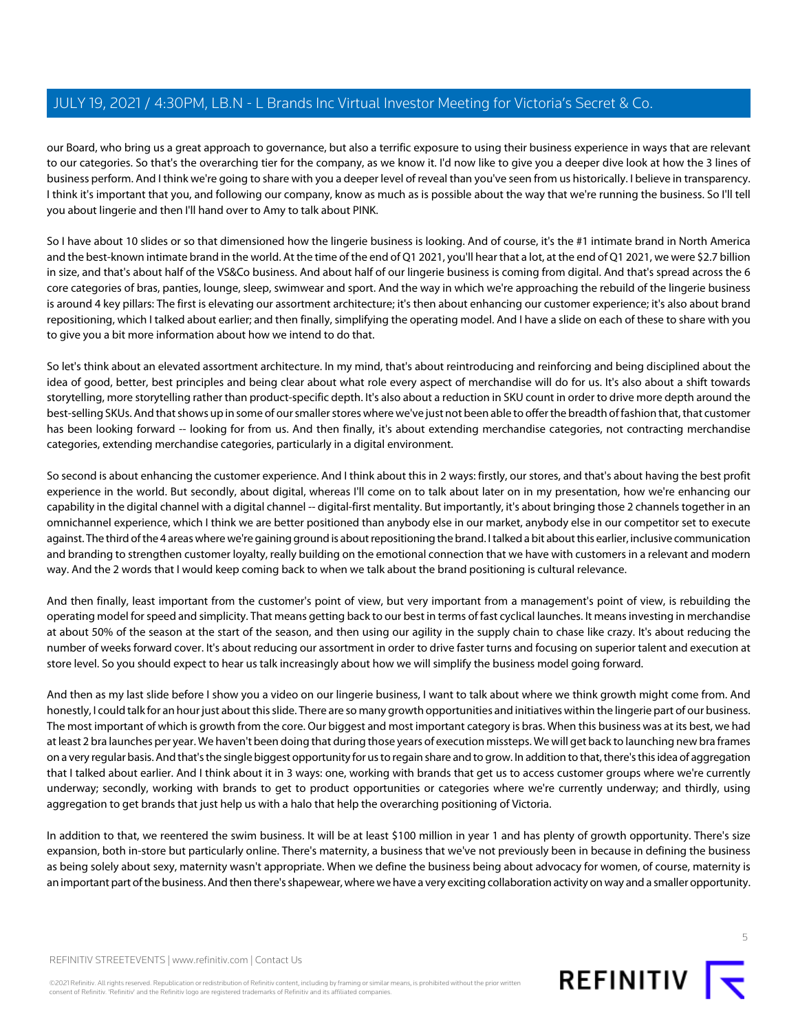our Board, who bring us a great approach to governance, but also a terrific exposure to using their business experience in ways that are relevant to our categories. So that's the overarching tier for the company, as we know it. I'd now like to give you a deeper dive look at how the 3 lines of business perform. And I think we're going to share with you a deeper level of reveal than you've seen from us historically. I believe in transparency. I think it's important that you, and following our company, know as much as is possible about the way that we're running the business. So I'll tell you about lingerie and then I'll hand over to Amy to talk about PINK.

So I have about 10 slides or so that dimensioned how the lingerie business is looking. And of course, it's the #1 intimate brand in North America and the best-known intimate brand in the world. At the time of the end of Q1 2021, you'll hear that a lot, at the end of Q1 2021, we were $2.7 billion in size, and that's about half of the VS&Co business. And about half of our lingerie business is coming from digital. And that's spread across the 6 core categories of bras, panties, lounge, sleep, swimwear and sport. And the way in which we're approaching the rebuild of the lingerie business is around 4 key pillars: The first is elevating our assortment architecture; it's then about enhancing our customer experience; it's also about brand repositioning, which I talked about earlier; and then finally, simplifying the operating model. And I have a slide on each of these to share with you to give you a bit more information about how we intend to do that.

So let's think about an elevated assortment architecture. In my mind, that's about reintroducing and reinforcing and being disciplined about the idea of good, better, best principles and being clear about what role every aspect of merchandise will do for us. It's also about a shift towards storytelling, more storytelling rather than product-specific depth. It's also about a reduction in SKU count in order to drive more depth around the best-selling SKUs. And that shows up in some of our smaller stores where we've just not been able to offer the breadth of fashion that, that customer has been looking forward -- looking for from us. And then finally, it's about extending merchandise categories, not contracting merchandise categories, extending merchandise categories, particularly in a digital environment.

So second is about enhancing the customer experience. And I think about this in 2 ways: firstly, our stores, and that's about having the best profit experience in the world. But secondly, about digital, whereas I'll come on to talk about later on in my presentation, how we're enhancing our capability in the digital channel with a digital channel -- digital-first mentality. But importantly, it's about bringing those 2 channels together in an omnichannel experience, which I think we are better positioned than anybody else in our market, anybody else in our competitor set to execute against. The third of the 4 areas where we're gaining ground is about repositioning the brand. I talked a bit about this earlier, inclusive communication and branding to strengthen customer loyalty, really building on the emotional connection that we have with customers in a relevant and modern way. And the 2 words that I would keep coming back to when we talk about the brand positioning is cultural relevance.

And then finally, least important from the customer's point of view, but very important from a management's point of view, is rebuilding the operating model for speed and simplicity. That means getting back to our best in terms of fast cyclical launches. It means investing in merchandise at about 50% of the season at the start of the season, and then using our agility in the supply chain to chase like crazy. It's about reducing the number of weeks forward cover. It's about reducing our assortment in order to drive faster turns and focusing on superior talent and execution at store level. So you should expect to hear us talk increasingly about how we will simplify the business model going forward.

And then as my last slide before I show you a video on our lingerie business, I want to talk about where we think growth might come from. And honestly, I could talk for an hour just about this slide. There are so many growth opportunities and initiatives within the lingerie part of our business. The most important of which is growth from the core. Our biggest and most important category is bras. When this business was at its best, we had at least 2 bra launches per year. We haven't been doing that during those years of execution missteps. We will get back to launching new bra frames on a very regular basis. And that's the single biggest opportunity for us to regain share and to grow. In addition to that, there's this idea of aggregation that I talked about earlier. And I think about it in 3 ways: one, working with brands that get us to access customer groups where we're currently underway; secondly, working with brands to get to product opportunities or categories where we're currently underway; and thirdly, using aggregation to get brands that just help us with a halo that help the overarching positioning of Victoria.

In addition to that, we reentered the swim business. It will be at least $100 million in year 1 and has plenty of growth opportunity. There's size expansion, both in-store but particularly online. There's maternity, a business that we've not previously been in because in defining the business as being solely about sexy, maternity wasn't appropriate. When we define the business being about advocacy for women, of course, maternity is an important part of the business. And then there's shapewear, where we have a very exciting collaboration activity on way and a smaller opportunity.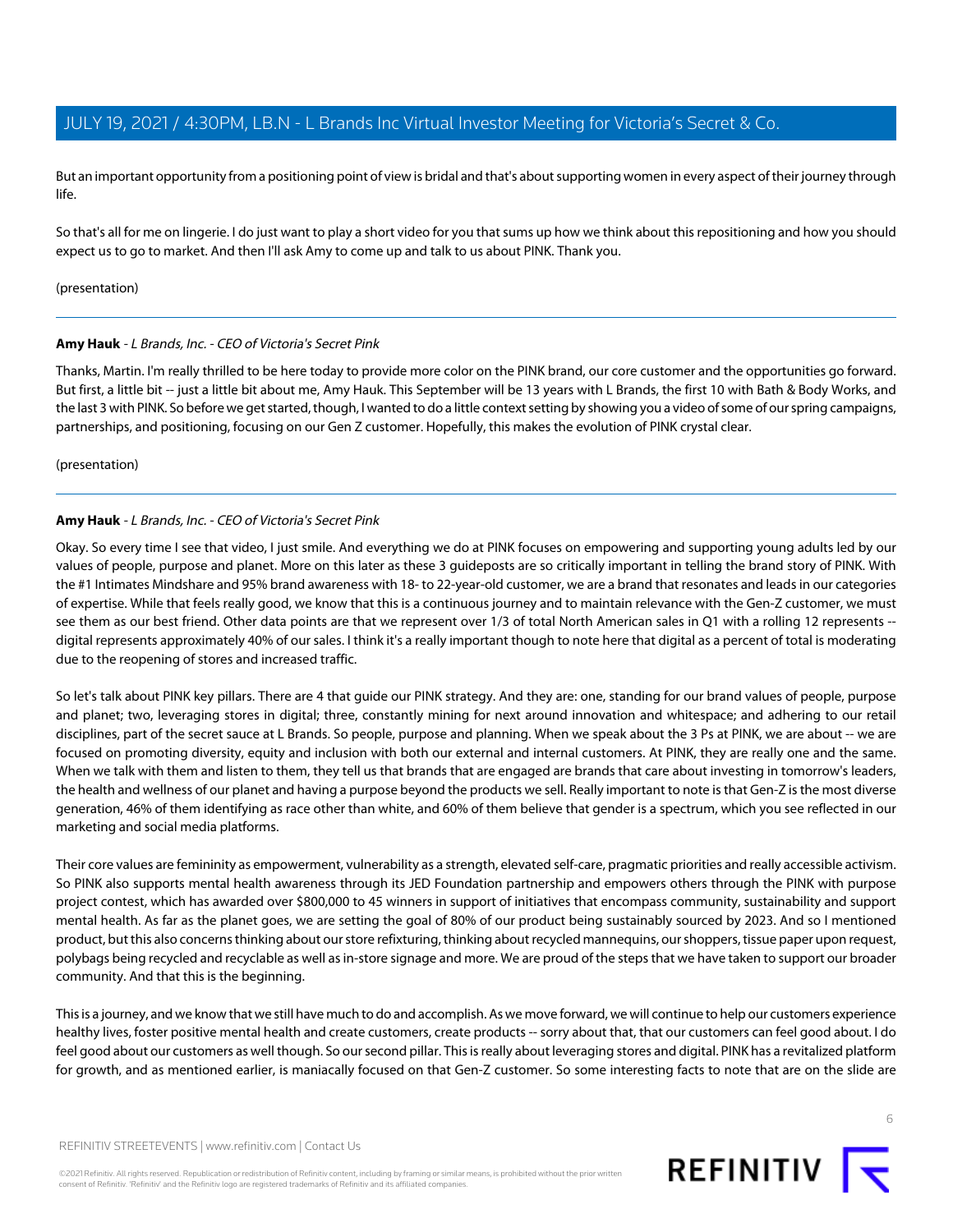But an important opportunity from a positioning point of view is bridal and that's about supporting women in every aspect of their journey through life.

So that's all for me on lingerie. I do just want to play a short video for you that sums up how we think about this repositioning and how you should expect us to go to market. And then I'll ask Amy to come up and talk to us about PINK. Thank you.

(presentation)

---

**Amy Hauk** - *L Brands, Inc. - CEO of Victoria's Secret Pink*

Thanks, Martin. I'm really thrilled to be here today to provide more color on the PINK brand, our core customer and the opportunities go forward. But first, a little bit -- just a little bit about me, Amy Hauk. This September will be 13 years with L Brands, the first 10 with Bath & Body Works, and the last 3 with PINK. So before we get started, though, I wanted to do a little context setting by showing you a video of some of our spring campaigns, partnerships, and positioning, focusing on our Gen Z customer. Hopefully, this makes the evolution of PINK crystal clear.

(presentation)

---

**Amy Hauk** - *L Brands, Inc. - CEO of Victoria's Secret Pink*

Okay. So every time I see that video, I just smile. And everything we do at PINK focuses on empowering and supporting young adults led by our values of people, purpose and planet. More on this later as these 3 guideposts are so critically important in telling the brand story of PINK. With the #1 Intimates Mindshare and 95% brand awareness with 18- to 22-year-old customer, we are a brand that resonates and leads in our categories of expertise. While that feels really good, we know that this is a continuous journey and to maintain relevance with the Gen-Z customer, we must see them as our best friend. Other data points are that we represent over 1/3 of total North American sales in Q1 with a rolling 12 represents -- digital represents approximately 40% of our sales. I think it's a really important though to note here that digital as a percent of total is moderating due to the reopening of stores and increased traffic.

So let's talk about PINK key pillars. There are 4 that guide our PINK strategy. And they are: one, standing for our brand values of people, purpose and planet; two, leveraging stores in digital; three, constantly mining for next around innovation and whitespace; and adhering to our retail disciplines, part of the secret sauce at L Brands. So people, purpose and planning. When we speak about the 3 Ps at PINK, we are about -- we are focused on promoting diversity, equity and inclusion with both our external and internal customers. At PINK, they are really one and the same. When we talk with them and listen to them, they tell us that brands that are engaged are brands that care about investing in tomorrow's leaders, the health and wellness of our planet and having a purpose beyond the products we sell. Really important to note is that Gen-Z is the most diverse generation, 46% of them identifying as race other than white, and 60% of them believe that gender is a spectrum, which you see reflected in our marketing and social media platforms.

Their core values are femininity as empowerment, vulnerability as a strength, elevated self-care, pragmatic priorities and really accessible activism. So PINK also supports mental health awareness through its JED Foundation partnership and empowers others through the PINK with purpose project contest, which has awarded over $800,000 to 45 winners in support of initiatives that encompass community, sustainability and support mental health. As far as the planet goes, we are setting the goal of 80% of our product being sustainably sourced by 2023. And so I mentioned product, but this also concerns thinking about our store refixturing, thinking about recycled mannequins, our shoppers, tissue paper upon request, polybags being recycled and recyclable as well as in-store signage and more. We are proud of the steps that we have taken to support our broader community. And that this is the beginning.

This is a journey, and we know that we still have much to do and accomplish. As we move forward, we will continue to help our customers experience healthy lives, foster positive mental health and create customers, create products -- sorry about that, that our customers can feel good about. I do feel good about our customers as well though. So our second pillar. This is really about leveraging stores and digital. PINK has a revitalized platform for growth, and as mentioned earlier, is maniacally focused on that Gen-Z customer. So some interesting facts to note that are on the slide are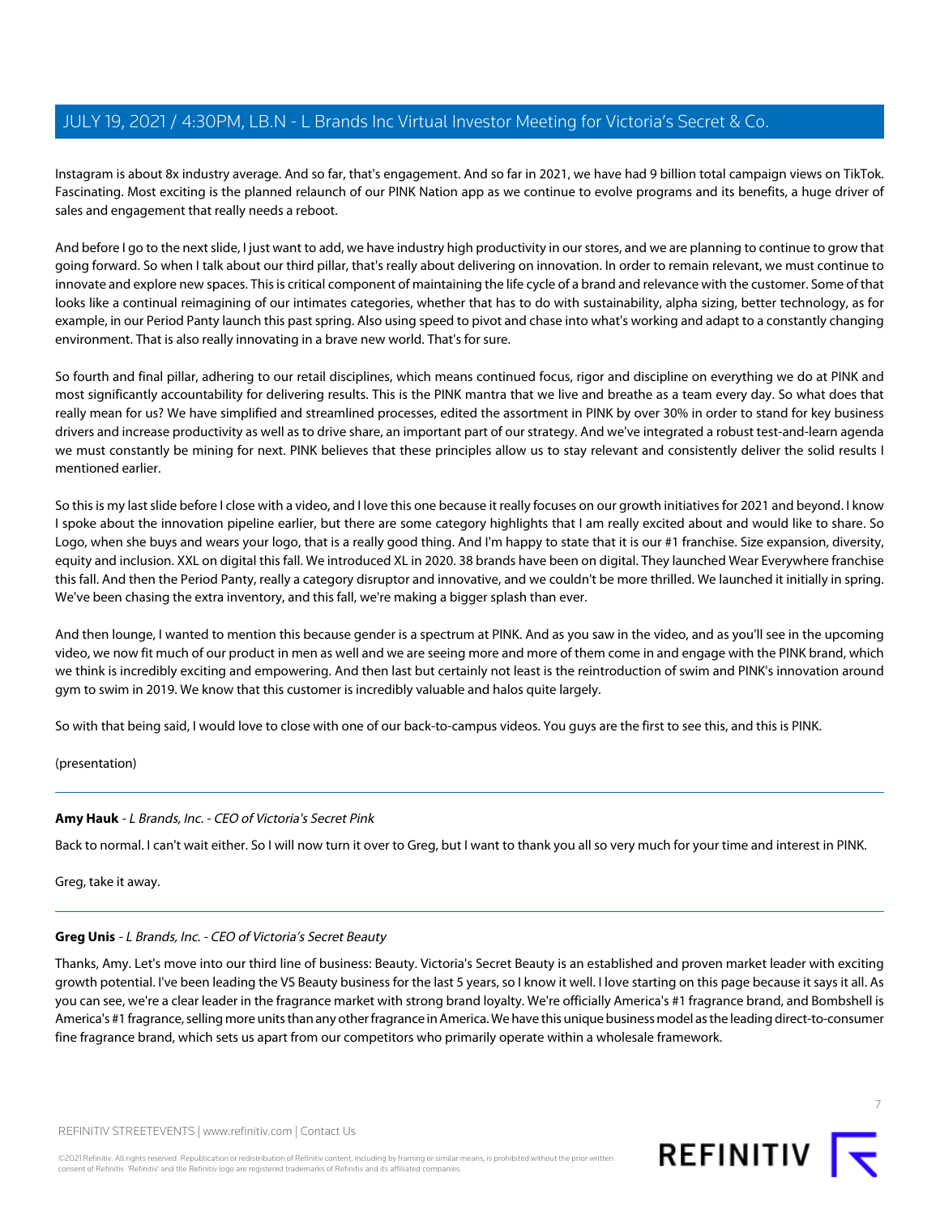Instagram is about 8x industry average. And so far, that's engagement. And so far in 2021, we have had 9 billion total campaign views on TikTok. Fascinating. Most exciting is the planned relaunch of our PINK Nation app as we continue to evolve programs and its benefits, a huge driver of sales and engagement that really needs a reboot.

And before I go to the next slide, I just want to add, we have industry high productivity in our stores, and we are planning to continue to grow that going forward. So when I talk about our third pillar, that's really about delivering on innovation. In order to remain relevant, we must continue to innovate and explore new spaces. This is critical component of maintaining the life cycle of a brand and relevance with the customer. Some of that looks like a continual reimagining of our intimates categories, whether that has to do with sustainability, alpha sizing, better technology, as for example, in our Period Panty launch this past spring. Also using speed to pivot and chase into what's working and adapt to a constantly changing environment. That is also really innovating in a brave new world. That's for sure.

So fourth and final pillar, adhering to our retail disciplines, which means continued focus, rigor and discipline on everything we do at PINK and most significantly accountability for delivering results. This is the PINK mantra that we live and breathe as a team every day. So what does that really mean for us? We have simplified and streamlined processes, edited the assortment in PINK by over 30% in order to stand for key business drivers and increase productivity as well as to drive share, an important part of our strategy. And we've integrated a robust test-and-learn agenda we must constantly be mining for next. PINK believes that these principles allow us to stay relevant and consistently deliver the solid results I mentioned earlier.

So this is my last slide before I close with a video, and I love this one because it really focuses on our growth initiatives for 2021 and beyond. I know I spoke about the innovation pipeline earlier, but there are some category highlights that I am really excited about and would like to share. So Logo, when she buys and wears your logo, that is a really good thing. And I'm happy to state that it is our #1 franchise. Size expansion, diversity, equity and inclusion. XXL on digital this fall. We introduced XL in 2020. 38 brands have been on digital. They launched Wear Everywhere franchise this fall. And then the Period Panty, really a category disruptor and innovative, and we couldn't be more thrilled. We launched it initially in spring. We've been chasing the extra inventory, and this fall, we're making a bigger splash than ever.

And then lounge, I wanted to mention this because gender is a spectrum at PINK. And as you saw in the video, and as you'll see in the upcoming video, we now fit much of our product in men as well and we are seeing more and more of them come in and engage with the PINK brand, which we think is incredibly exciting and empowering. And then last but certainly not least is the reintroduction of swim and PINK's innovation around gym to swim in 2019. We know that this customer is incredibly valuable and halos quite largely.

So with that being said, I would love to close with one of our back-to-campus videos. You guys are the first to see this, and this is PINK.

(presentation)

---

**Amy Hauk** - *L Brands, Inc. - CEO of Victoria's Secret Pink*

Back to normal. I can't wait either. So I will now turn it over to Greg, but I want to thank you all so very much for your time and interest in PINK.

Greg, take it away.

---

**Greg Unis** - *L Brands, Inc. - CEO of Victoria's Secret Beauty*

Thanks, Amy. Let's move into our third line of business: Beauty. Victoria's Secret Beauty is an established and proven market leader with exciting growth potential. I've been leading the VS Beauty business for the last 5 years, so I know it well. I love starting on this page because it says it all. As you can see, we're a clear leader in the fragrance market with strong brand loyalty. We're officially America's #1 fragrance brand, and Bombshell is America's #1 fragrance, selling more units than any other fragrance in America. We have this unique business model as the leading direct-to-consumer fine fragrance brand, which sets us apart from our competitors who primarily operate within a wholesale framework.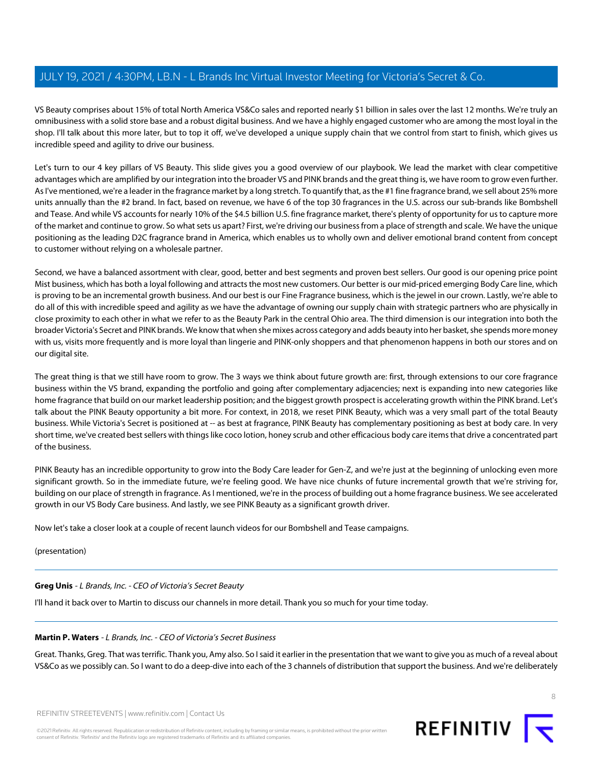VS Beauty comprises about 15% of total North America VS&Co sales and reported nearly $1 billion in sales over the last 12 months. We're truly an omnibusiness with a solid store base and a robust digital business. And we have a highly engaged customer who are among the most loyal in the shop. I'll talk about this more later, but to top it off, we've developed a unique supply chain that we control from start to finish, which gives us incredible speed and agility to drive our business.

Let's turn to our 4 key pillars of VS Beauty. This slide gives you a good overview of our playbook. We lead the market with clear competitive advantages which are amplified by our integration into the broader VS and PINK brands and the great thing is, we have room to grow even further. As I've mentioned, we're a leader in the fragrance market by a long stretch. To quantify that, as the #1 fine fragrance brand, we sell about 25% more units annually than the #2 brand. In fact, based on revenue, we have 6 of the top 30 fragrances in the U.S. across our sub-brands like Bombshell and Tease. And while VS accounts for nearly 10% of the $4.5 billion U.S. fine fragrance market, there's plenty of opportunity for us to capture more of the market and continue to grow. So what sets us apart? First, we're driving our business from a place of strength and scale. We have the unique positioning as the leading D2C fragrance brand in America, which enables us to wholly own and deliver emotional brand content from concept to customer without relying on a wholesale partner.

Second, we have a balanced assortment with clear, good, better and best segments and proven best sellers. Our good is our opening price point Mist business, which has both a loyal following and attracts the most new customers. Our better is our mid-priced emerging Body Care line, which is proving to be an incremental growth business. And our best is our Fine Fragrance business, which is the jewel in our crown. Lastly, we're able to do all of this with incredible speed and agility as we have the advantage of owning our supply chain with strategic partners who are physically in close proximity to each other in what we refer to as the Beauty Park in the central Ohio area. The third dimension is our integration into both the broader Victoria's Secret and PINK brands. We know that when she mixes across category and adds beauty into her basket, she spends more money with us, visits more frequently and is more loyal than lingerie and PINK-only shoppers and that phenomenon happens in both our stores and on our digital site.

The great thing is that we still have room to grow. The 3 ways we think about future growth are: first, through extensions to our core fragrance business within the VS brand, expanding the portfolio and going after complementary adjacencies; next is expanding into new categories like home fragrance that build on our market leadership position; and the biggest growth prospect is accelerating growth within the PINK brand. Let's talk about the PINK Beauty opportunity a bit more. For context, in 2018, we reset PINK Beauty, which was a very small part of the total Beauty business. While Victoria's Secret is positioned at -- as best at fragrance, PINK Beauty has complementary positioning as best at body care. In very short time, we've created best sellers with things like coco lotion, honey scrub and other efficacious body care items that drive a concentrated part of the business.

PINK Beauty has an incredible opportunity to grow into the Body Care leader for Gen-Z, and we're just at the beginning of unlocking even more significant growth. So in the immediate future, we're feeling good. We have nice chunks of future incremental growth that we're striving for, building on our place of strength in fragrance. As I mentioned, we're in the process of building out a home fragrance business. We see accelerated growth in our VS Body Care business. And lastly, we see PINK Beauty as a significant growth driver.

Now let's take a closer look at a couple of recent launch videos for our Bombshell and Tease campaigns.

(presentation)

---

**Greg Unis** - *L Brands, Inc. - CEO of Victoria's Secret Beauty*

I'll hand it back over to Martin to discuss our channels in more detail. Thank you so much for your time today.

---

**Martin P. Waters** - *L Brands, Inc. - CEO of Victoria's Secret Business*

Great. Thanks, Greg. That was terrific. Thank you, Amy also. So I said it earlier in the presentation that we want to give you as much of a reveal about VS&Co as we possibly can. So I want to do a deep-dive into each of the 3 channels of distribution that support the business. And we're deliberately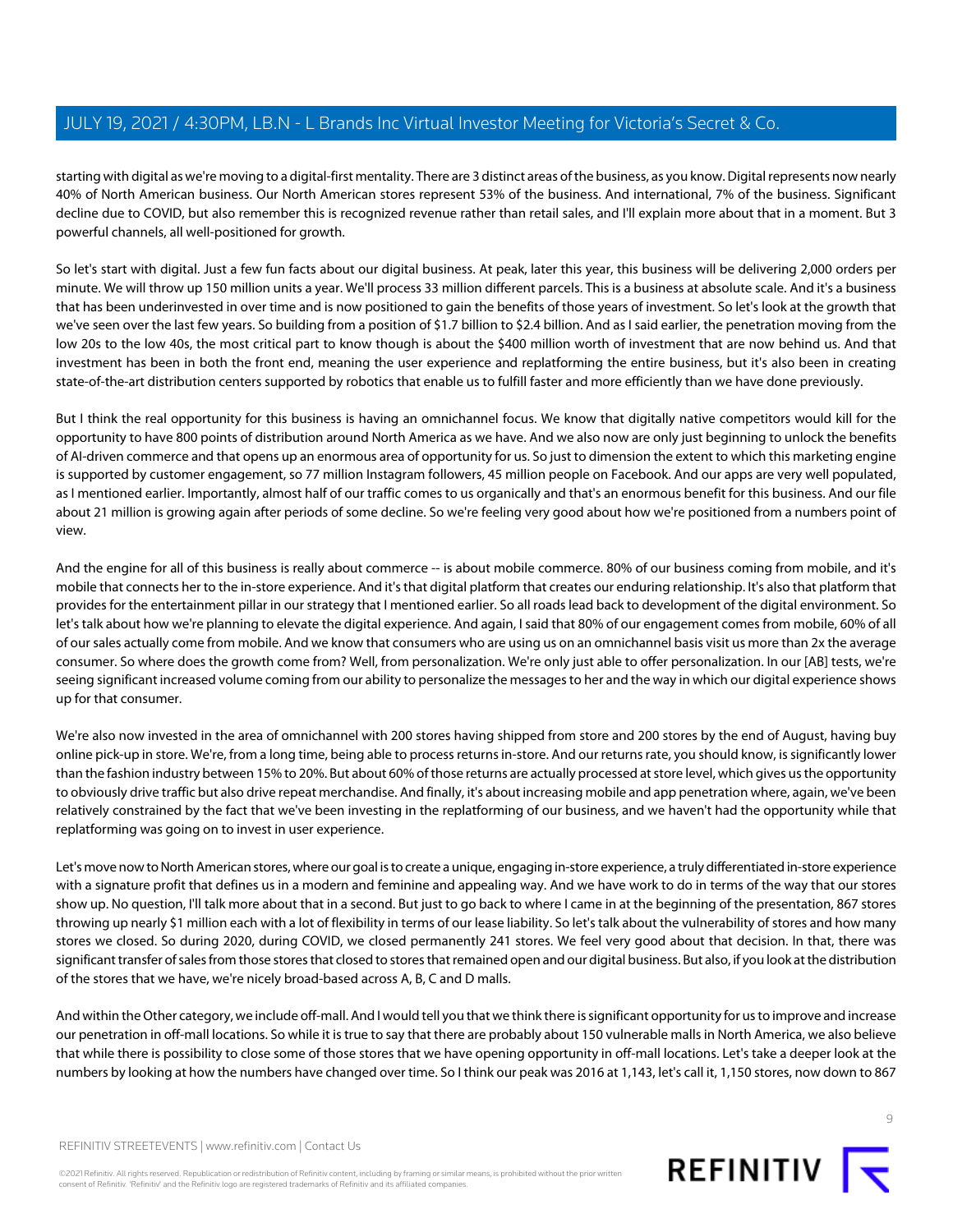starting with digital as we're moving to a digital-first mentality. There are 3 distinct areas of the business, as you know. Digital represents now nearly 40% of North American business. Our North American stores represent 53% of the business. And international, 7% of the business. Significant decline due to COVID, but also remember this is recognized revenue rather than retail sales, and I'll explain more about that in a moment. But 3 powerful channels, all well-positioned for growth.

So let's start with digital. Just a few fun facts about our digital business. At peak, later this year, this business will be delivering 2,000 orders per minute. We will throw up 150 million units a year. We'll process 33 million different parcels. This is a business at absolute scale. And it's a business that has been underinvested in over time and is now positioned to gain the benefits of those years of investment. So let's look at the growth that we've seen over the last few years. So building from a position of $1.7 billion to $2.4 billion. And as I said earlier, the penetration moving from the low 20s to the low 40s, the most critical part to know though is about the $400 million worth of investment that are now behind us. And that investment has been in both the front end, meaning the user experience and replatforming the entire business, but it's also been in creating state-of-the-art distribution centers supported by robotics that enable us to fulfill faster and more efficiently than we have done previously.

But I think the real opportunity for this business is having an omnichannel focus. We know that digitally native competitors would kill for the opportunity to have 800 points of distribution around North America as we have. And we also now are only just beginning to unlock the benefits of AI-driven commerce and that opens up an enormous area of opportunity for us. So just to dimension the extent to which this marketing engine is supported by customer engagement, so 77 million Instagram followers, 45 million people on Facebook. And our apps are very well populated, as I mentioned earlier. Importantly, almost half of our traffic comes to us organically and that's an enormous benefit for this business. And our file about 21 million is growing again after periods of some decline. So we're feeling very good about how we're positioned from a numbers point of view.

And the engine for all of this business is really about commerce -- is about mobile commerce. 80% of our business coming from mobile, and it's mobile that connects her to the in-store experience. And it's that digital platform that creates our enduring relationship. It's also that platform that provides for the entertainment pillar in our strategy that I mentioned earlier. So all roads lead back to development of the digital environment. So let's talk about how we're planning to elevate the digital experience. And again, I said that 80% of our engagement comes from mobile, 60% of all of our sales actually come from mobile. And we know that consumers who are using us on an omnichannel basis visit us more than 2x the average consumer. So where does the growth come from? Well, from personalization. We're only just able to offer personalization. In our [AB] tests, we're seeing significant increased volume coming from our ability to personalize the messages to her and the way in which our digital experience shows up for that consumer.

We're also now invested in the area of omnichannel with 200 stores having shipped from store and 200 stores by the end of August, having buy online pick-up in store. We're, from a long time, being able to process returns in-store. And our returns rate, you should know, is significantly lower than the fashion industry between 15% to 20%. But about 60% of those returns are actually processed at store level, which gives us the opportunity to obviously drive traffic but also drive repeat merchandise. And finally, it's about increasing mobile and app penetration where, again, we've been relatively constrained by the fact that we've been investing in the replatforming of our business, and we haven't had the opportunity while that replatforming was going on to invest in user experience.

Let's move now to North American stores, where our goal is to create a unique, engaging in-store experience, a truly differentiated in-store experience with a signature profit that defines us in a modern and feminine and appealing way. And we have work to do in terms of the way that our stores show up. No question, I'll talk more about that in a second. But just to go back to where I came in at the beginning of the presentation, 867 stores throwing up nearly $1 million each with a lot of flexibility in terms of our lease liability. So let's talk about the vulnerability of stores and how many stores we closed. So during 2020, during COVID, we closed permanently 241 stores. We feel very good about that decision. In that, there was significant transfer of sales from those stores that closed to stores that remained open and our digital business. But also, if you look at the distribution of the stores that we have, we're nicely broad-based across A, B, C and D malls.

And within the Other category, we include off-mall. And I would tell you that we think there is significant opportunity for us to improve and increase our penetration in off-mall locations. So while it is true to say that there are probably about 150 vulnerable malls in North America, we also believe that while there is possibility to close some of those stores that we have opening opportunity in off-mall locations. Let's take a deeper look at the numbers by looking at how the numbers have changed over time. So I think our peak was 2016 at 1,143, let's call it, 1,150 stores, now down to 867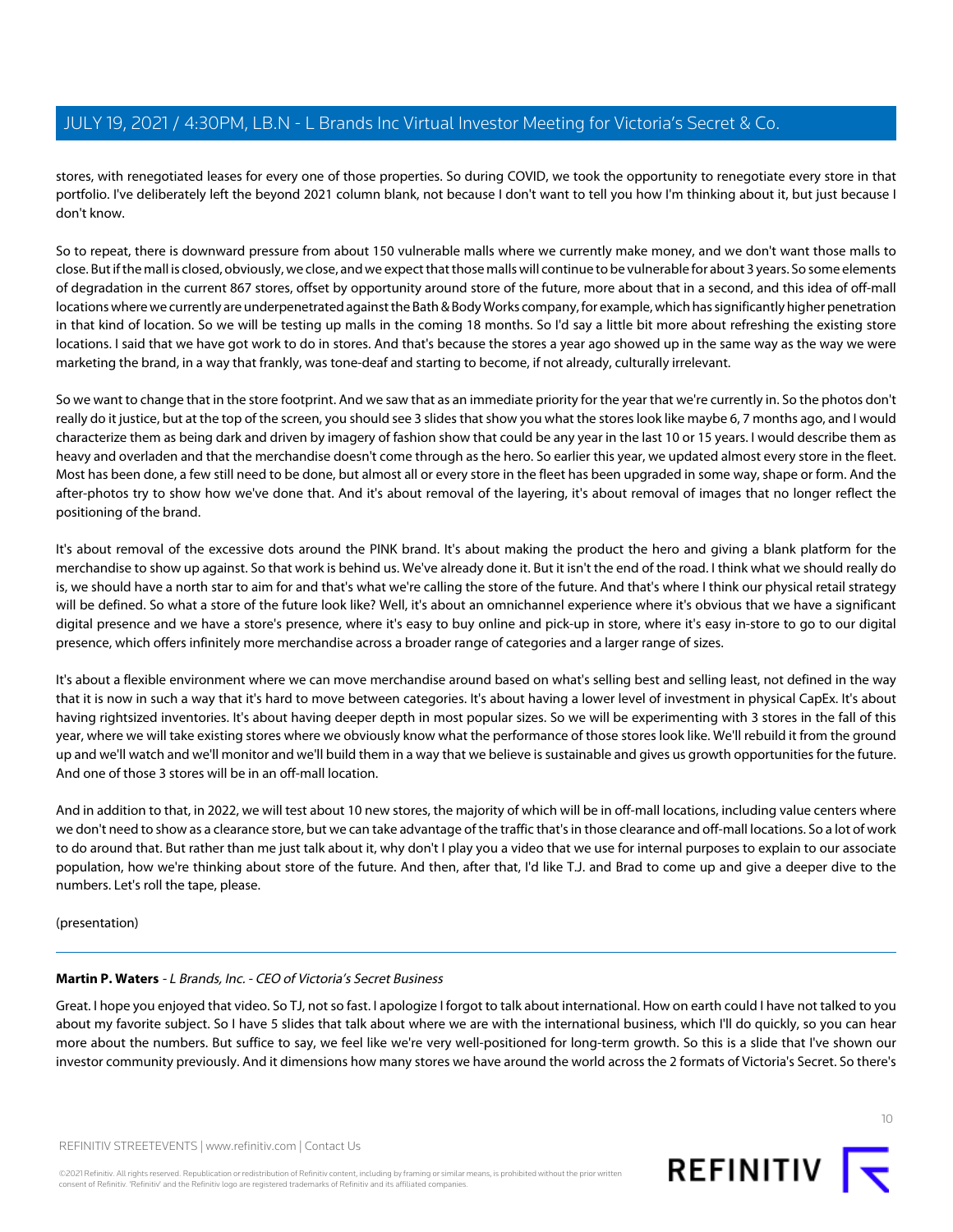stores, with renegotiated leases for every one of those properties. So during COVID, we took the opportunity to renegotiate every store in that portfolio. I've deliberately left the beyond 2021 column blank, not because I don't want to tell you how I'm thinking about it, but just because I don't know.

So to repeat, there is downward pressure from about 150 vulnerable malls where we currently make money, and we don't want those malls to close. But if the mall is closed, obviously, we close, and we expect that those malls will continue to be vulnerable for about 3 years. So some elements of degradation in the current 867 stores, offset by opportunity around store of the future, more about that in a second, and this idea of off-mall locations where we currently are underpenetrated against the Bath & Body Works company, for example, which has significantly higher penetration in that kind of location. So we will be testing up malls in the coming 18 months. So I'd say a little bit more about refreshing the existing store locations. I said that we have got work to do in stores. And that's because the stores a year ago showed up in the same way as the way we were marketing the brand, in a way that frankly, was tone-deaf and starting to become, if not already, culturally irrelevant.

So we want to change that in the store footprint. And we saw that as an immediate priority for the year that we're currently in. So the photos don't really do it justice, but at the top of the screen, you should see 3 slides that show you what the stores look like maybe 6, 7 months ago, and I would characterize them as being dark and driven by imagery of fashion show that could be any year in the last 10 or 15 years. I would describe them as heavy and overladen and that the merchandise doesn't come through as the hero. So earlier this year, we updated almost every store in the fleet. Most has been done, a few still need to be done, but almost all or every store in the fleet has been upgraded in some way, shape or form. And the after-photos try to show how we've done that. And it's about removal of the layering, it's about removal of images that no longer reflect the positioning of the brand.

It's about removal of the excessive dots around the PINK brand. It's about making the product the hero and giving a blank platform for the merchandise to show up against. So that work is behind us. We've already done it. But it isn't the end of the road. I think what we should really do is, we should have a north star to aim for and that's what we're calling the store of the future. And that's where I think our physical retail strategy will be defined. So what a store of the future look like? Well, it's about an omnichannel experience where it's obvious that we have a significant digital presence and we have a store's presence, where it's easy to buy online and pick-up in store, where it's easy in-store to go to our digital presence, which offers infinitely more merchandise across a broader range of categories and a larger range of sizes.

It's about a flexible environment where we can move merchandise around based on what's selling best and selling least, not defined in the way that it is now in such a way that it's hard to move between categories. It's about having a lower level of investment in physical CapEx. It's about having rightsized inventories. It's about having deeper depth in most popular sizes. So we will be experimenting with 3 stores in the fall of this year, where we will take existing stores where we obviously know what the performance of those stores look like. We'll rebuild it from the ground up and we'll watch and we'll monitor and we'll build them in a way that we believe is sustainable and gives us growth opportunities for the future. And one of those 3 stores will be in an off-mall location.

And in addition to that, in 2022, we will test about 10 new stores, the majority of which will be in off-mall locations, including value centers where we don't need to show as a clearance store, but we can take advantage of the traffic that's in those clearance and off-mall locations. So a lot of work to do around that. But rather than me just talk about it, why don't I play you a video that we use for internal purposes to explain to our associate population, how we're thinking about store of the future. And then, after that, I'd like T.J. and Brad to come up and give a deeper dive to the numbers. Let's roll the tape, please.

(presentation)

---

**Martin P. Waters** - *L Brands, Inc. - CEO of Victoria's Secret Business*

Great. I hope you enjoyed that video. So TJ, not so fast. I apologize I forgot to talk about international. How on earth could I have not talked to you about my favorite subject. So I have 5 slides that talk about where we are with the international business, which I'll do quickly, so you can hear more about the numbers. But suffice to say, we feel like we're very well-positioned for long-term growth. So this is a slide that I've shown our investor community previously. And it dimensions how many stores we have around the world across the 2 formats of Victoria's Secret. So there's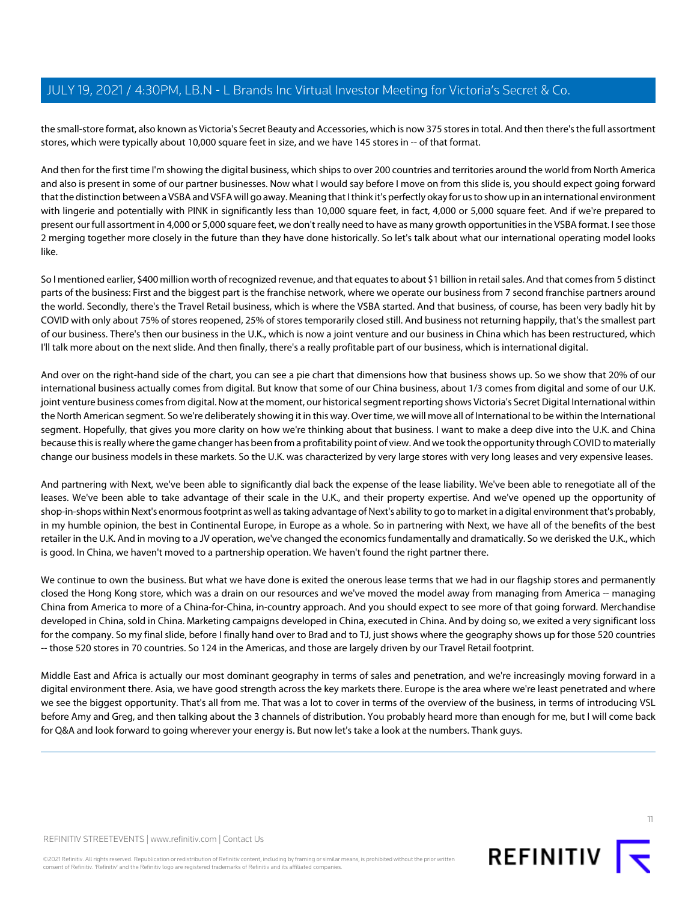the small-store format, also known as Victoria's Secret Beauty and Accessories, which is now 375 stores in total. And then there's the full assortment stores, which were typically about 10,000 square feet in size, and we have 145 stores in -- of that format.

And then for the first time I'm showing the digital business, which ships to over 200 countries and territories around the world from North America and also is present in some of our partner businesses. Now what I would say before I move on from this slide is, you should expect going forward that the distinction between a VSBA and VSFA will go away. Meaning that I think it's perfectly okay for us to show up in an international environment with lingerie and potentially with PINK in significantly less than 10,000 square feet, in fact, 4,000 or 5,000 square feet. And if we're prepared to present our full assortment in 4,000 or 5,000 square feet, we don't really need to have as many growth opportunities in the VSBA format. I see those 2 merging together more closely in the future than they have done historically. So let's talk about what our international operating model looks like.

So I mentioned earlier, $400 million worth of recognized revenue, and that equates to about $1 billion in retail sales. And that comes from 5 distinct parts of the business: First and the biggest part is the franchise network, where we operate our business from 7 second franchise partners around the world. Secondly, there's the Travel Retail business, which is where the VSBA started. And that business, of course, has been very badly hit by COVID with only about 75% of stores reopened, 25% of stores temporarily closed still. And business not returning happily, that's the smallest part of our business. There's then our business in the U.K., which is now a joint venture and our business in China which has been restructured, which I'll talk more about on the next slide. And then finally, there's a really profitable part of our business, which is international digital.

And over on the right-hand side of the chart, you can see a pie chart that dimensions how that business shows up. So we show that 20% of our international business actually comes from digital. But know that some of our China business, about 1/3 comes from digital and some of our U.K. joint venture business comes from digital. Now at the moment, our historical segment reporting shows Victoria's Secret Digital International within the North American segment. So we're deliberately showing it in this way. Over time, we will move all of International to be within the International segment. Hopefully, that gives you more clarity on how we're thinking about that business. I want to make a deep dive into the U.K. and China because this is really where the game changer has been from a profitability point of view. And we took the opportunity through COVID to materially change our business models in these markets. So the U.K. was characterized by very large stores with very long leases and very expensive leases.

And partnering with Next, we've been able to significantly dial back the expense of the lease liability. We've been able to renegotiate all of the leases. We've been able to take advantage of their scale in the U.K., and their property expertise. And we've opened up the opportunity of shop-in-shops within Next's enormous footprint as well as taking advantage of Next's ability to go to market in a digital environment that's probably, in my humble opinion, the best in Continental Europe, in Europe as a whole. So in partnering with Next, we have all of the benefits of the best retailer in the U.K. And in moving to a JV operation, we've changed the economics fundamentally and dramatically. So we derisked the U.K., which is good. In China, we haven't moved to a partnership operation. We haven't found the right partner there.

We continue to own the business. But what we have done is exited the onerous lease terms that we had in our flagship stores and permanently closed the Hong Kong store, which was a drain on our resources and we've moved the model away from managing from America -- managing China from America to more of a China-for-China, in-country approach. And you should expect to see more of that going forward. Merchandise developed in China, sold in China. Marketing campaigns developed in China, executed in China. And by doing so, we exited a very significant loss for the company. So my final slide, before I finally hand over to Brad and to TJ, just shows where the geography shows up for those 520 countries -- those 520 stores in 70 countries. So 124 in the Americas, and those are largely driven by our Travel Retail footprint.

Middle East and Africa is actually our most dominant geography in terms of sales and penetration, and we're increasingly moving forward in a digital environment there. Asia, we have good strength across the key markets there. Europe is the area where we're least penetrated and where we see the biggest opportunity. That's all from me. That was a lot to cover in terms of the overview of the business, in terms of introducing VSL before Amy and Greg, and then talking about the 3 channels of distribution. You probably heard more than enough for me, but I will come back for Q&A and look forward to going wherever your energy is. But now let's take a look at the numbers. Thank guys.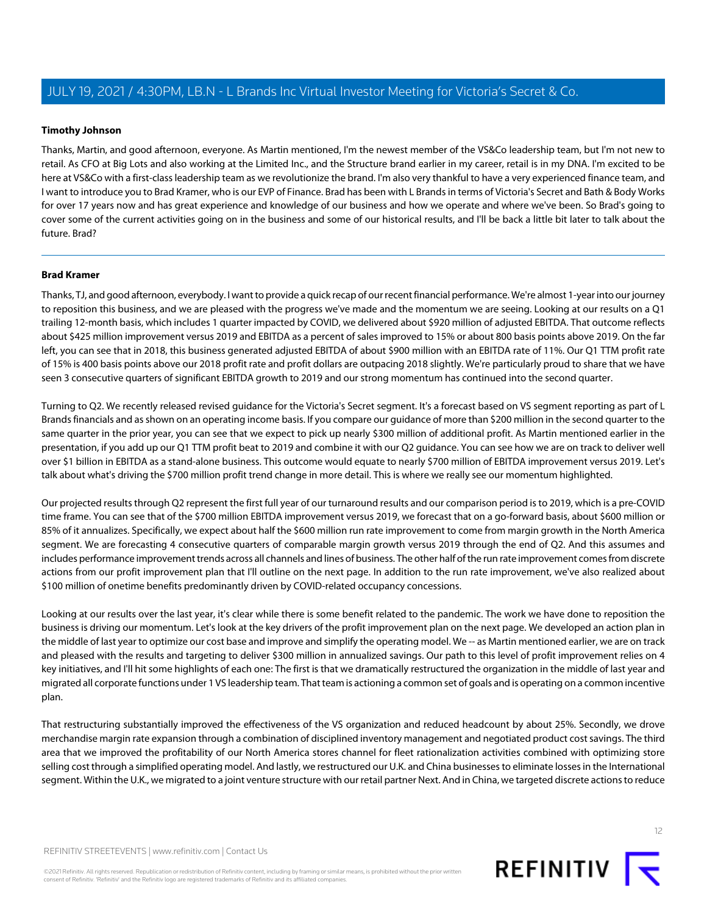**Timothy Johnson**

Thanks, Martin, and good afternoon, everyone. As Martin mentioned, I'm the newest member of the VS&Co leadership team, but I'm not new to retail. As CFO at Big Lots and also working at the Limited Inc., and the Structure brand earlier in my career, retail is in my DNA. I'm excited to be here at VS&Co with a first-class leadership team as we revolutionize the brand. I'm also very thankful to have a very experienced finance team, and I want to introduce you to Brad Kramer, who is our EVP of Finance. Brad has been with L Brands in terms of Victoria's Secret and Bath & Body Works for over 17 years now and has great experience and knowledge of our business and how we operate and where we've been. So Brad's going to cover some of the current activities going on in the business and some of our historical results, and I'll be back a little bit later to talk about the future. Brad?

---

**Brad Kramer**

Thanks, TJ, and good afternoon, everybody. I want to provide a quick recap of our recent financial performance. We're almost 1-year into our journey to reposition this business, and we are pleased with the progress we've made and the momentum we are seeing. Looking at our results on a Q1 trailing 12-month basis, which includes 1 quarter impacted by COVID, we delivered about $920 million of adjusted EBITDA. That outcome reflects about $425 million improvement versus 2019 and EBITDA as a percent of sales improved to 15% or about 800 basis points above 2019. On the far left, you can see that in 2018, this business generated adjusted EBITDA of about $900 million with an EBITDA rate of 11%. Our Q1 TTM profit rate of 15% is 400 basis points above our 2018 profit rate and profit dollars are outpacing 2018 slightly. We're particularly proud to share that we have seen 3 consecutive quarters of significant EBITDA growth to 2019 and our strong momentum has continued into the second quarter.

Turning to Q2. We recently released revised guidance for the Victoria's Secret segment. It's a forecast based on VS segment reporting as part of L Brands financials and as shown on an operating income basis. If you compare our guidance of more than $200 million in the second quarter to the same quarter in the prior year, you can see that we expect to pick up nearly $300 million of additional profit. As Martin mentioned earlier in the presentation, if you add up our Q1 TTM profit beat to 2019 and combine it with our Q2 guidance. You can see how we are on track to deliver well over $1 billion in EBITDA as a stand-alone business. This outcome would equate to nearly $700 million of EBITDA improvement versus 2019. Let's talk about what's driving the $700 million profit trend change in more detail. This is where we really see our momentum highlighted.

Our projected results through Q2 represent the first full year of our turnaround results and our comparison period is to 2019, which is a pre-COVID time frame. You can see that of the $700 million EBITDA improvement versus 2019, we forecast that on a go-forward basis, about $600 million or 85% of it annualizes. Specifically, we expect about half the $600 million run rate improvement to come from margin growth in the North America segment. We are forecasting 4 consecutive quarters of comparable margin growth versus 2019 through the end of Q2. And this assumes and includes performance improvement trends across all channels and lines of business. The other half of the run rate improvement comes from discrete actions from our profit improvement plan that I'll outline on the next page. In addition to the run rate improvement, we've also realized about $100 million of onetime benefits predominantly driven by COVID-related occupancy concessions.

Looking at our results over the last year, it's clear while there is some benefit related to the pandemic. The work we have done to reposition the business is driving our momentum. Let's look at the key drivers of the profit improvement plan on the next page. We developed an action plan in the middle of last year to optimize our cost base and improve and simplify the operating model. We -- as Martin mentioned earlier, we are on track and pleased with the results and targeting to deliver $300 million in annualized savings. Our path to this level of profit improvement relies on 4 key initiatives, and I'll hit some highlights of each one: The first is that we dramatically restructured the organization in the middle of last year and migrated all corporate functions under 1 VS leadership team. That team is actioning a common set of goals and is operating on a common incentive plan.

That restructuring substantially improved the effectiveness of the VS organization and reduced headcount by about 25%. Secondly, we drove merchandise margin rate expansion through a combination of disciplined inventory management and negotiated product cost savings. The third area that we improved the profitability of our North America stores channel for fleet rationalization activities combined with optimizing store selling cost through a simplified operating model. And lastly, we restructured our U.K. and China businesses to eliminate losses in the International segment. Within the U.K., we migrated to a joint venture structure with our retail partner Next. And in China, we targeted discrete actions to reduce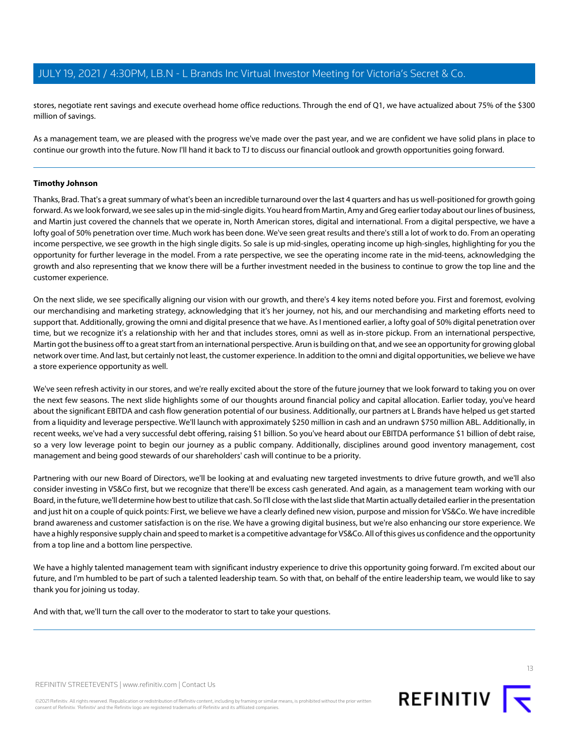stores, negotiate rent savings and execute overhead home office reductions. Through the end of Q1, we have actualized about 75% of the $300 million of savings.

As a management team, we are pleased with the progress we've made over the past year, and we are confident we have solid plans in place to continue our growth into the future. Now I'll hand it back to TJ to discuss our financial outlook and growth opportunities going forward.

---

**Timothy Johnson**

Thanks, Brad. That's a great summary of what's been an incredible turnaround over the last 4 quarters and has us well-positioned for growth going forward. As we look forward, we see sales up in the mid-single digits. You heard from Martin, Amy and Greg earlier today about our lines of business, and Martin just covered the channels that we operate in, North American stores, digital and international. From a digital perspective, we have a lofty goal of 50% penetration over time. Much work has been done. We've seen great results and there's still a lot of work to do. From an operating income perspective, we see growth in the high single digits. So sale is up mid-singles, operating income up high-singles, highlighting for you the opportunity for further leverage in the model. From a rate perspective, we see the operating income rate in the mid-teens, acknowledging the growth and also representing that we know there will be a further investment needed in the business to continue to grow the top line and the customer experience.

On the next slide, we see specifically aligning our vision with our growth, and there's 4 key items noted before you. First and foremost, evolving our merchandising and marketing strategy, acknowledging that it's her journey, not his, and our merchandising and marketing efforts need to support that. Additionally, growing the omni and digital presence that we have. As I mentioned earlier, a lofty goal of 50% digital penetration over time, but we recognize it's a relationship with her and that includes stores, omni as well as in-store pickup. From an international perspective, Martin got the business off to a great start from an international perspective. Arun is building on that, and we see an opportunity for growing global network over time. And last, but certainly not least, the customer experience. In addition to the omni and digital opportunities, we believe we have a store experience opportunity as well.

We've seen refresh activity in our stores, and we're really excited about the store of the future journey that we look forward to taking you on over the next few seasons. The next slide highlights some of our thoughts around financial policy and capital allocation. Earlier today, you've heard about the significant EBITDA and cash flow generation potential of our business. Additionally, our partners at L Brands have helped us get started from a liquidity and leverage perspective. We'll launch with approximately $250 million in cash and an undrawn $750 million ABL. Additionally, in recent weeks, we've had a very successful debt offering, raising $1 billion. So you've heard about our EBITDA performance $1 billion of debt raise, so a very low leverage point to begin our journey as a public company. Additionally, disciplines around good inventory management, cost management and being good stewards of our shareholders' cash will continue to be a priority.

Partnering with our new Board of Directors, we'll be looking at and evaluating new targeted investments to drive future growth, and we'll also consider investing in VS&Co first, but we recognize that there'll be excess cash generated. And again, as a management team working with our Board, in the future, we'll determine how best to utilize that cash. So I'll close with the last slide that Martin actually detailed earlier in the presentation and just hit on a couple of quick points: First, we believe we have a clearly defined new vision, purpose and mission for VS&Co. We have incredible brand awareness and customer satisfaction is on the rise. We have a growing digital business, but we're also enhancing our store experience. We have a highly responsive supply chain and speed to market is a competitive advantage for VS&Co. All of this gives us confidence and the opportunity from a top line and a bottom line perspective.

We have a highly talented management team with significant industry experience to drive this opportunity going forward. I'm excited about our future, and I'm humbled to be part of such a talented leadership team. So with that, on behalf of the entire leadership team, we would like to say thank you for joining us today.

And with that, we'll turn the call over to the moderator to start to take your questions.

---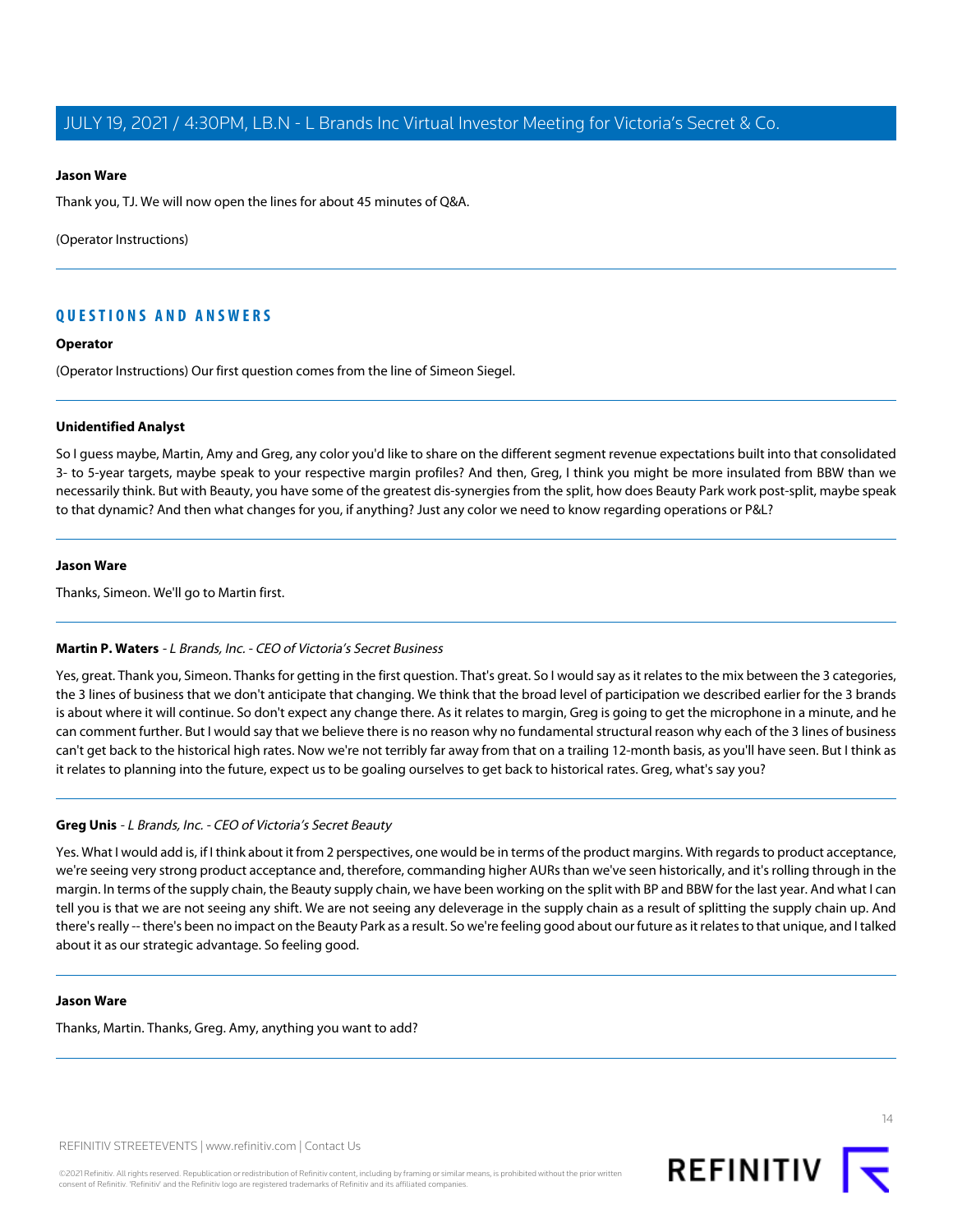**Jason Ware**

Thank you, TJ. We will now open the lines for about 45 minutes of Q&A.

(Operator Instructions)

## QUESTIONS AND ANSWERS

**Operator**

(Operator Instructions) Our first question comes from the line of Simeon Siegel.

**Unidentified Analyst**

So I guess maybe, Martin, Amy and Greg, any color you'd like to share on the different segment revenue expectations built into that consolidated 3- to 5-year targets, maybe speak to your respective margin profiles? And then, Greg, I think you might be more insulated from BBW than we necessarily think. But with Beauty, you have some of the greatest dis-synergies from the split, how does Beauty Park work post-split, maybe speak to that dynamic? And then what changes for you, if anything? Just any color we need to know regarding operations or P&L?

**Jason Ware**

Thanks, Simeon. We'll go to Martin first.

**Martin P. Waters** - *L Brands, Inc. - CEO of Victoria's Secret Business*

Yes, great. Thank you, Simeon. Thanks for getting in the first question. That's great. So I would say as it relates to the mix between the 3 categories, the 3 lines of business that we don't anticipate that changing. We think that the broad level of participation we described earlier for the 3 brands is about where it will continue. So don't expect any change there. As it relates to margin, Greg is going to get the microphone in a minute, and he can comment further. But I would say that we believe there is no reason why no fundamental structural reason why each of the 3 lines of business can't get back to the historical high rates. Now we're not terribly far away from that on a trailing 12-month basis, as you'll have seen. But I think as it relates to planning into the future, expect us to be goaling ourselves to get back to historical rates. Greg, what's say you?

**Greg Unis** - *L Brands, Inc. - CEO of Victoria's Secret Beauty*

Yes. What I would add is, if I think about it from 2 perspectives, one would be in terms of the product margins. With regards to product acceptance, we're seeing very strong product acceptance and, therefore, commanding higher AURs than we've seen historically, and it's rolling through in the margin. In terms of the supply chain, the Beauty supply chain, we have been working on the split with BP and BBW for the last year. And what I can tell you is that we are not seeing any shift. We are not seeing any deleverage in the supply chain as a result of splitting the supply chain up. And there's really -- there's been no impact on the Beauty Park as a result. So we're feeling good about our future as it relates to that unique, and I talked about it as our strategic advantage. So feeling good.

**Jason Ware**

Thanks, Martin. Thanks, Greg. Amy, anything you want to add?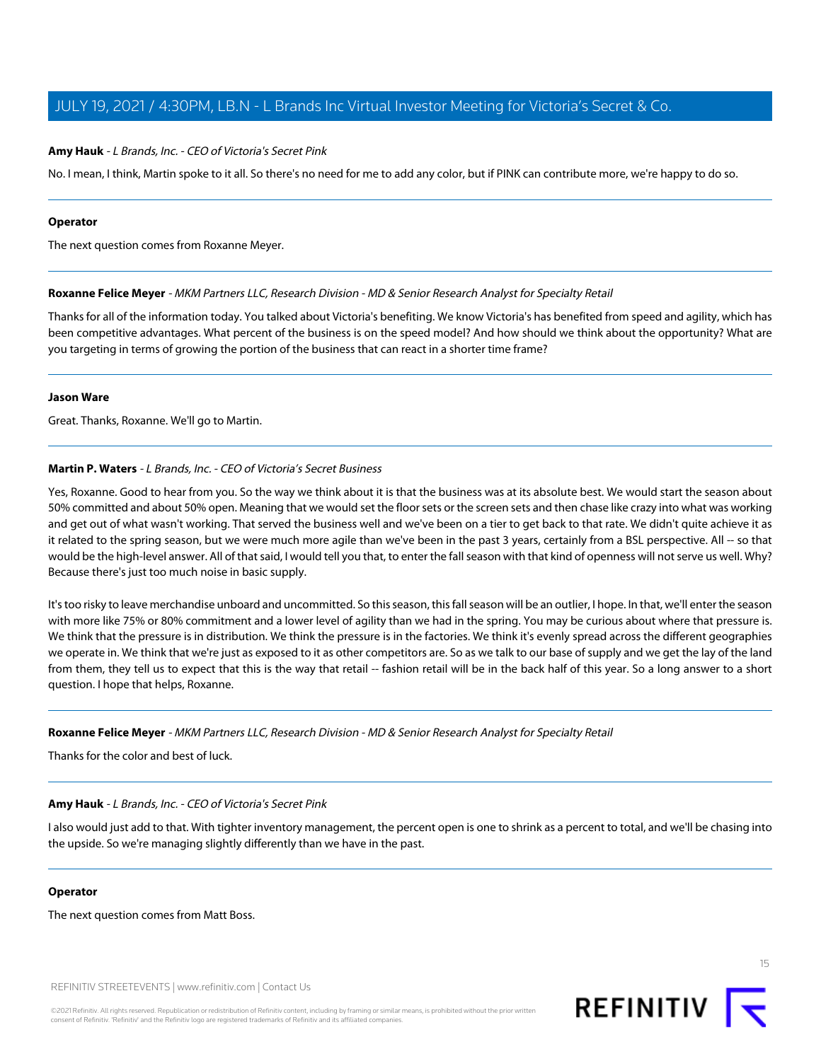**Amy Hauk** - *L Brands, Inc. - CEO of Victoria's Secret Pink*

No. I mean, I think, Martin spoke to it all. So there's no need for me to add any color, but if PINK can contribute more, we're happy to do so.

---

**Operator**

The next question comes from Roxanne Meyer.

---

**Roxanne Felice Meyer** - *MKM Partners LLC, Research Division - MD & Senior Research Analyst for Specialty Retail*

Thanks for all of the information today. You talked about Victoria's benefiting. We know Victoria's has benefited from speed and agility, which has been competitive advantages. What percent of the business is on the speed model? And how should we think about the opportunity? What are you targeting in terms of growing the portion of the business that can react in a shorter time frame?

---

**Jason Ware**

Great. Thanks, Roxanne. We'll go to Martin.

---

**Martin P. Waters** - *L Brands, Inc. - CEO of Victoria's Secret Business*

Yes, Roxanne. Good to hear from you. So the way we think about it is that the business was at its absolute best. We would start the season about 50% committed and about 50% open. Meaning that we would set the floor sets or the screen sets and then chase like crazy into what was working and get out of what wasn't working. That served the business well and we've been on a tier to get back to that rate. We didn't quite achieve it as it related to the spring season, but we were much more agile than we've been in the past 3 years, certainly from a BSL perspective. All -- so that would be the high-level answer. All of that said, I would tell you that, to enter the fall season with that kind of openness will not serve us well. Why? Because there's just too much noise in basic supply.

It's too risky to leave merchandise unboard and uncommitted. So this season, this fall season will be an outlier, I hope. In that, we'll enter the season with more like 75% or 80% commitment and a lower level of agility than we had in the spring. You may be curious about where that pressure is. We think that the pressure is in distribution. We think the pressure is in the factories. We think it's evenly spread across the different geographies we operate in. We think that we're just as exposed to it as other competitors are. So as we talk to our base of supply and we get the lay of the land from them, they tell us to expect that this is the way that retail -- fashion retail will be in the back half of this year. So a long answer to a short question. I hope that helps, Roxanne.

---

**Roxanne Felice Meyer** - *MKM Partners LLC, Research Division - MD & Senior Research Analyst for Specialty Retail*

Thanks for the color and best of luck.

---

**Amy Hauk** - *L Brands, Inc. - CEO of Victoria's Secret Pink*

I also would just add to that. With tighter inventory management, the percent open is one to shrink as a percent to total, and we'll be chasing into the upside. So we're managing slightly differently than we have in the past.

---

**Operator**

The next question comes from Matt Boss.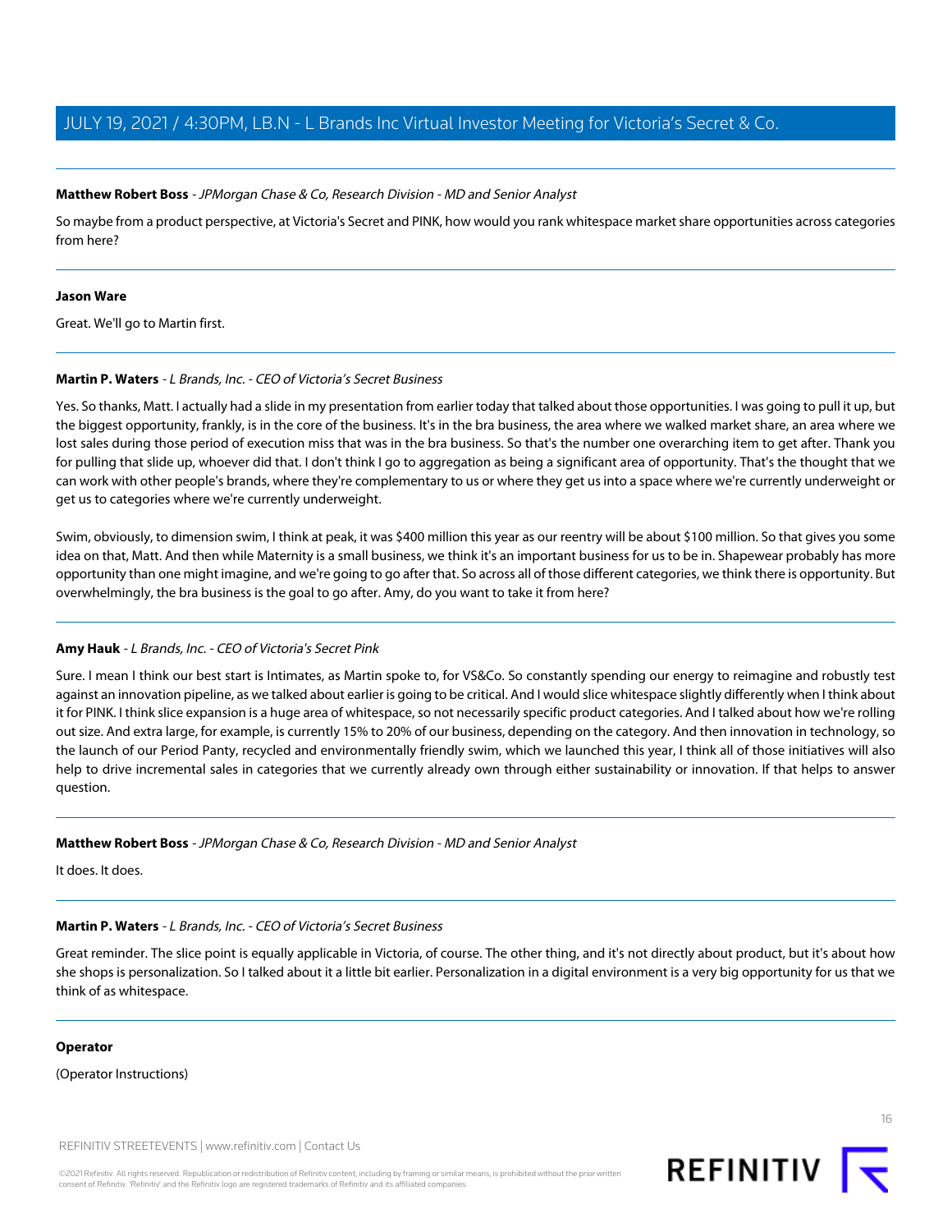**Matthew Robert Boss** - *JPMorgan Chase & Co, Research Division - MD and Senior Analyst*

So maybe from a product perspective, at Victoria's Secret and PINK, how would you rank whitespace market share opportunities across categories from here?

---

**Jason Ware**

Great. We'll go to Martin first.

---

**Martin P. Waters** - *L Brands, Inc. - CEO of Victoria's Secret Business*

Yes. So thanks, Matt. I actually had a slide in my presentation from earlier today that talked about those opportunities. I was going to pull it up, but the biggest opportunity, frankly, is in the core of the business. It's in the bra business, the area where we walked market share, an area where we lost sales during those period of execution miss that was in the bra business. So that's the number one overarching item to get after. Thank you for pulling that slide up, whoever did that. I don't think I go to aggregation as being a significant area of opportunity. That's the thought that we can work with other people's brands, where they're complementary to us or where they get us into a space where we're currently underweight or get us to categories where we're currently underweight.

Swim, obviously, to dimension swim, I think at peak, it was $400 million this year as our reentry will be about $100 million. So that gives you some idea on that, Matt. And then while Maternity is a small business, we think it's an important business for us to be in. Shapewear probably has more opportunity than one might imagine, and we're going to go after that. So across all of those different categories, we think there is opportunity. But overwhelmingly, the bra business is the goal to go after. Amy, do you want to take it from here?

---

**Amy Hauk** - *L Brands, Inc. - CEO of Victoria's Secret Pink*

Sure. I mean I think our best start is Intimates, as Martin spoke to, for VS&Co. So constantly spending our energy to reimagine and robustly test against an innovation pipeline, as we talked about earlier is going to be critical. And I would slice whitespace slightly differently when I think about it for PINK. I think slice expansion is a huge area of whitespace, so not necessarily specific product categories. And I talked about how we're rolling out size. And extra large, for example, is currently 15% to 20% of our business, depending on the category. And then innovation in technology, so the launch of our Period Panty, recycled and environmentally friendly swim, which we launched this year, I think all of those initiatives will also help to drive incremental sales in categories that we currently already own through either sustainability or innovation. If that helps to answer question.

---

**Matthew Robert Boss** - *JPMorgan Chase & Co, Research Division - MD and Senior Analyst*

It does. It does.

---

**Martin P. Waters** - *L Brands, Inc. - CEO of Victoria's Secret Business*

Great reminder. The slice point is equally applicable in Victoria, of course. The other thing, and it's not directly about product, but it's about how she shops is personalization. So I talked about it a little bit earlier. Personalization in a digital environment is a very big opportunity for us that we think of as whitespace.

---

**Operator**

(Operator Instructions)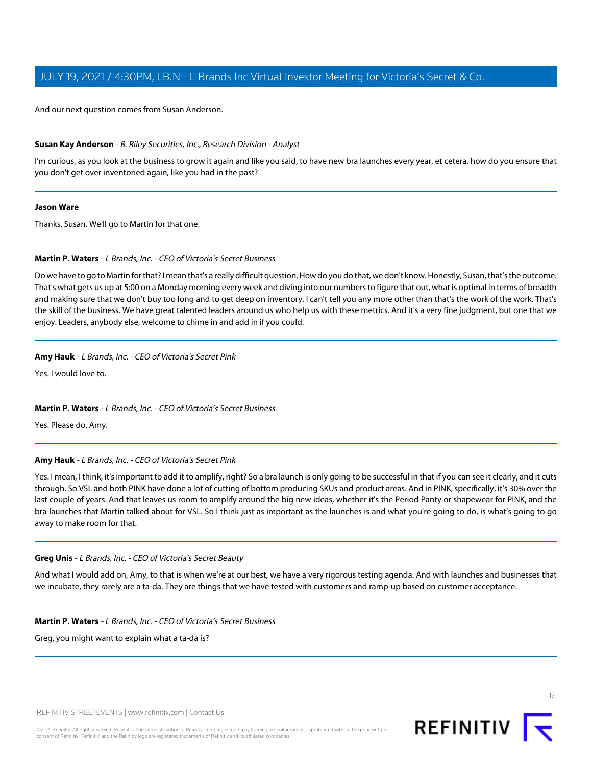And our next question comes from Susan Anderson.

---

**Susan Kay Anderson** - *B. Riley Securities, Inc., Research Division - Analyst*

I'm curious, as you look at the business to grow it again and like you said, to have new bra launches every year, et cetera, how do you ensure that you don't get over inventoried again, like you had in the past?

---

**Jason Ware**

Thanks, Susan. We'll go to Martin for that one.

---

**Martin P. Waters** - *L Brands, Inc. - CEO of Victoria's Secret Business*

Do we have to go to Martin for that? I mean that's a really difficult question. How do you do that, we don't know. Honestly, Susan, that's the outcome. That's what gets us up at 5:00 on a Monday morning every week and diving into our numbers to figure that out, what is optimal in terms of breadth and making sure that we don't buy too long and to get deep on inventory. I can't tell you any more other than that's the work of the work. That's the skill of the business. We have great talented leaders around us who help us with these metrics. And it's a very fine judgment, but one that we enjoy. Leaders, anybody else, welcome to chime in and add in if you could.

---

**Amy Hauk** - *L Brands, Inc. - CEO of Victoria's Secret Pink*

Yes. I would love to.

---

**Martin P. Waters** - *L Brands, Inc. - CEO of Victoria's Secret Business*

Yes. Please do, Amy.

---

**Amy Hauk** - *L Brands, Inc. - CEO of Victoria's Secret Pink*

Yes. I mean, I think, it's important to add it to amplify, right? So a bra launch is only going to be successful in that if you can see it clearly, and it cuts through. So VSL and both PINK have done a lot of cutting of bottom producing SKUs and product areas. And in PINK, specifically, it's 30% over the last couple of years. And that leaves us room to amplify around the big new ideas, whether it's the Period Panty or shapewear for PINK, and the bra launches that Martin talked about for VSL. So I think just as important as the launches is and what you're going to do, is what's going to go away to make room for that.

---

**Greg Unis** - *L Brands, Inc. - CEO of Victoria's Secret Beauty*

And what I would add on, Amy, to that is when we're at our best, we have a very rigorous testing agenda. And with launches and businesses that we incubate, they rarely are a ta-da. They are things that we have tested with customers and ramp-up based on customer acceptance.

---

**Martin P. Waters** - *L Brands, Inc. - CEO of Victoria's Secret Business*

Greg, you might want to explain what a ta-da is?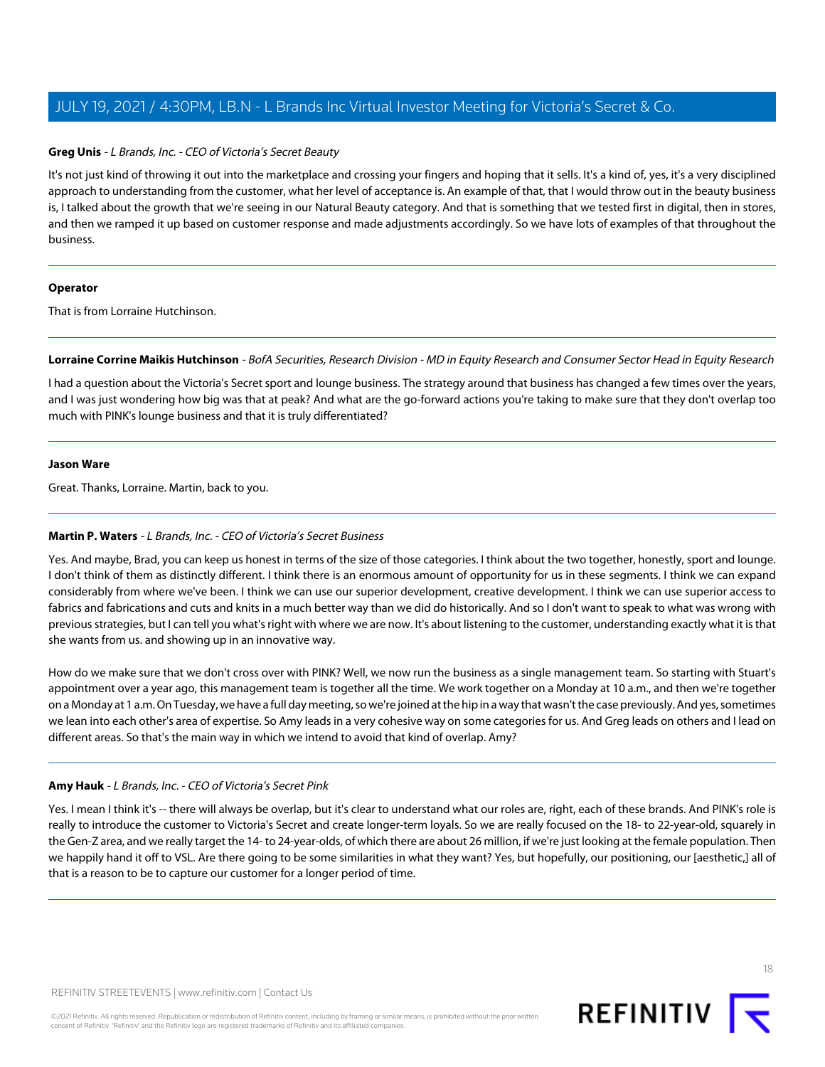**Greg Unis** - *L Brands, Inc. - CEO of Victoria's Secret Beauty*

It's not just kind of throwing it out into the marketplace and crossing your fingers and hoping that it sells. It's a kind of, yes, it's a very disciplined approach to understanding from the customer, what her level of acceptance is. An example of that, that I would throw out in the beauty business is, I talked about the growth that we're seeing in our Natural Beauty category. And that is something that we tested first in digital, then in stores, and then we ramped it up based on customer response and made adjustments accordingly. So we have lots of examples of that throughout the business.

---

**Operator**

That is from Lorraine Hutchinson.

---

**Lorraine Corrine Maikis Hutchinson** - *BofA Securities, Research Division - MD in Equity Research and Consumer Sector Head in Equity Research*

I had a question about the Victoria's Secret sport and lounge business. The strategy around that business has changed a few times over the years, and I was just wondering how big was that at peak? And what are the go-forward actions you're taking to make sure that they don't overlap too much with PINK's lounge business and that it is truly differentiated?

---

**Jason Ware**

Great. Thanks, Lorraine. Martin, back to you.

---

**Martin P. Waters** - *L Brands, Inc. - CEO of Victoria's Secret Business*

Yes. And maybe, Brad, you can keep us honest in terms of the size of those categories. I think about the two together, honestly, sport and lounge. I don't think of them as distinctly different. I think there is an enormous amount of opportunity for us in these segments. I think we can expand considerably from where we've been. I think we can use our superior development, creative development. I think we can use superior access to fabrics and fabrications and cuts and knits in a much better way than we did do historically. And so I don't want to speak to what was wrong with previous strategies, but I can tell you what's right with where we are now. It's about listening to the customer, understanding exactly what it is that she wants from us. and showing up in an innovative way.

How do we make sure that we don't cross over with PINK? Well, we now run the business as a single management team. So starting with Stuart's appointment over a year ago, this management team is together all the time. We work together on a Monday at 10 a.m., and then we're together on a Monday at 1 a.m. On Tuesday, we have a full day meeting, so we're joined at the hip in a way that wasn't the case previously. And yes, sometimes we lean into each other's area of expertise. So Amy leads in a very cohesive way on some categories for us. And Greg leads on others and I lead on different areas. So that's the main way in which we intend to avoid that kind of overlap. Amy?

---

**Amy Hauk** - *L Brands, Inc. - CEO of Victoria's Secret Pink*

Yes. I mean I think it's -- there will always be overlap, but it's clear to understand what our roles are, right, each of these brands. And PINK's role is really to introduce the customer to Victoria's Secret and create longer-term loyals. So we are really focused on the 18- to 22-year-old, squarely in the Gen-Z area, and we really target the 14- to 24-year-olds, of which there are about 26 million, if we're just looking at the female population. Then we happily hand it off to VSL. Are there going to be some similarities in what they want? Yes, but hopefully, our positioning, our [aesthetic,] all of that is a reason to be to capture our customer for a longer period of time.

---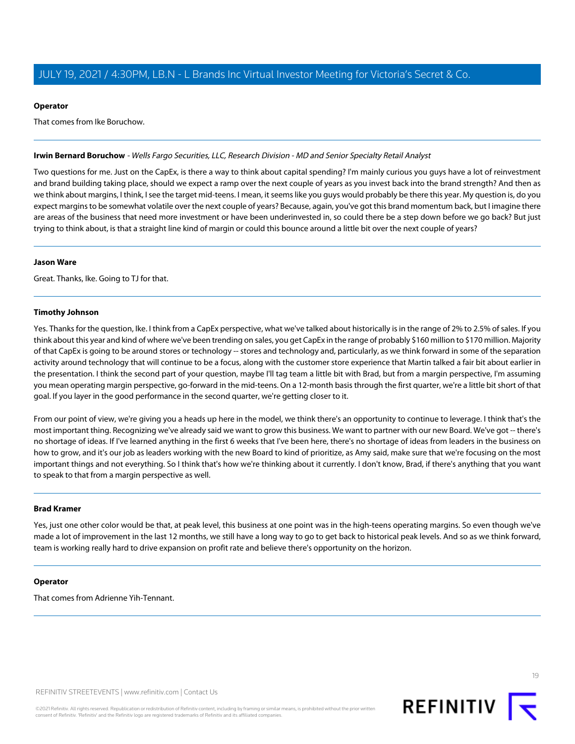**Operator**

That comes from Ike Boruchow.

**Irwin Bernard Boruchow** - *Wells Fargo Securities, LLC, Research Division - MD and Senior Specialty Retail Analyst*

Two questions for me. Just on the CapEx, is there a way to think about capital spending? I'm mainly curious you guys have a lot of reinvestment and brand building taking place, should we expect a ramp over the next couple of years as you invest back into the brand strength? And then as we think about margins, I think, I see the target mid-teens. I mean, it seems like you guys would probably be there this year. My question is, do you expect margins to be somewhat volatile over the next couple of years? Because, again, you've got this brand momentum back, but I imagine there are areas of the business that need more investment or have been underinvested in, so could there be a step down before we go back? But just trying to think about, is that a straight line kind of margin or could this bounce around a little bit over the next couple of years?

**Jason Ware**

Great. Thanks, Ike. Going to TJ for that.

**Timothy Johnson**

Yes. Thanks for the question, Ike. I think from a CapEx perspective, what we've talked about historically is in the range of 2% to 2.5% of sales. If you think about this year and kind of where we've been trending on sales, you get CapEx in the range of probably $160 million to $170 million. Majority of that CapEx is going to be around stores or technology -- stores and technology and, particularly, as we think forward in some of the separation activity around technology that will continue to be a focus, along with the customer store experience that Martin talked a fair bit about earlier in the presentation. I think the second part of your question, maybe I'll tag team a little bit with Brad, but from a margin perspective, I'm assuming you mean operating margin perspective, go-forward in the mid-teens. On a 12-month basis through the first quarter, we're a little bit short of that goal. If you layer in the good performance in the second quarter, we're getting closer to it.

From our point of view, we're giving you a heads up here in the model, we think there's an opportunity to continue to leverage. I think that's the most important thing. Recognizing we've already said we want to grow this business. We want to partner with our new Board. We've got -- there's no shortage of ideas. If I've learned anything in the first 6 weeks that I've been here, there's no shortage of ideas from leaders in the business on how to grow, and it's our job as leaders working with the new Board to kind of prioritize, as Amy said, make sure that we're focusing on the most important things and not everything. So I think that's how we're thinking about it currently. I don't know, Brad, if there's anything that you want to speak to that from a margin perspective as well.

**Brad Kramer**

Yes, just one other color would be that, at peak level, this business at one point was in the high-teens operating margins. So even though we've made a lot of improvement in the last 12 months, we still have a long way to go to get back to historical peak levels. And so as we think forward, team is working really hard to drive expansion on profit rate and believe there's opportunity on the horizon.

**Operator**

That comes from Adrienne Yih-Tennant.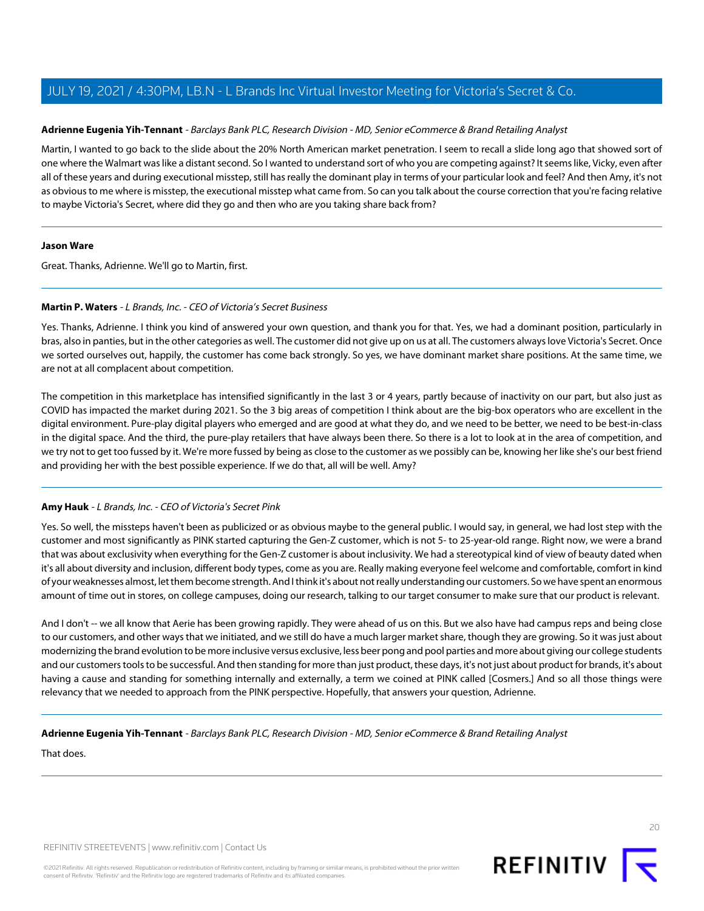**Adrienne Eugenia Yih-Tennant** - *Barclays Bank PLC, Research Division - MD, Senior eCommerce & Brand Retailing Analyst*

Martin, I wanted to go back to the slide about the 20% North American market penetration. I seem to recall a slide long ago that showed sort of one where the Walmart was like a distant second. So I wanted to understand sort of who you are competing against? It seems like, Vicky, even after all of these years and during executional misstep, still has really the dominant play in terms of your particular look and feel? And then Amy, it's not as obvious to me where is misstep, the executional misstep what came from. So can you talk about the course correction that you're facing relative to maybe Victoria's Secret, where did they go and then who are you taking share back from?

---

**Jason Ware**

Great. Thanks, Adrienne. We'll go to Martin, first.

---

**Martin P. Waters** - *L Brands, Inc. - CEO of Victoria's Secret Business*

Yes. Thanks, Adrienne. I think you kind of answered your own question, and thank you for that. Yes, we had a dominant position, particularly in bras, also in panties, but in the other categories as well. The customer did not give up on us at all. The customers always love Victoria's Secret. Once we sorted ourselves out, happily, the customer has come back strongly. So yes, we have dominant market share positions. At the same time, we are not at all complacent about competition.

The competition in this marketplace has intensified significantly in the last 3 or 4 years, partly because of inactivity on our part, but also just as COVID has impacted the market during 2021. So the 3 big areas of competition I think about are the big-box operators who are excellent in the digital environment. Pure-play digital players who emerged and are good at what they do, and we need to be better, we need to be best-in-class in the digital space. And the third, the pure-play retailers that have always been there. So there is a lot to look at in the area of competition, and we try not to get too fussed by it. We're more fussed by being as close to the customer as we possibly can be, knowing her like she's our best friend and providing her with the best possible experience. If we do that, all will be well. Amy?

---

**Amy Hauk** - *L Brands, Inc. - CEO of Victoria's Secret Pink*

Yes. So well, the missteps haven't been as publicized or as obvious maybe to the general public. I would say, in general, we had lost step with the customer and most significantly as PINK started capturing the Gen-Z customer, which is not 5- to 25-year-old range. Right now, we were a brand that was about exclusivity when everything for the Gen-Z customer is about inclusivity. We had a stereotypical kind of view of beauty dated when it's all about diversity and inclusion, different body types, come as you are. Really making everyone feel welcome and comfortable, comfort in kind of your weaknesses almost, let them become strength. And I think it's about not really understanding our customers. So we have spent an enormous amount of time out in stores, on college campuses, doing our research, talking to our target consumer to make sure that our product is relevant.

And I don't -- we all know that Aerie has been growing rapidly. They were ahead of us on this. But we also have had campus reps and being close to our customers, and other ways that we initiated, and we still do have a much larger market share, though they are growing. So it was just about modernizing the brand evolution to be more inclusive versus exclusive, less beer pong and pool parties and more about giving our college students and our customers tools to be successful. And then standing for more than just product, these days, it's not just about product for brands, it's about having a cause and standing for something internally and externally, a term we coined at PINK called [Cosmers.] And so all those things were relevancy that we needed to approach from the PINK perspective. Hopefully, that answers your question, Adrienne.

---

**Adrienne Eugenia Yih-Tennant** - *Barclays Bank PLC, Research Division - MD, Senior eCommerce & Brand Retailing Analyst*

That does.

---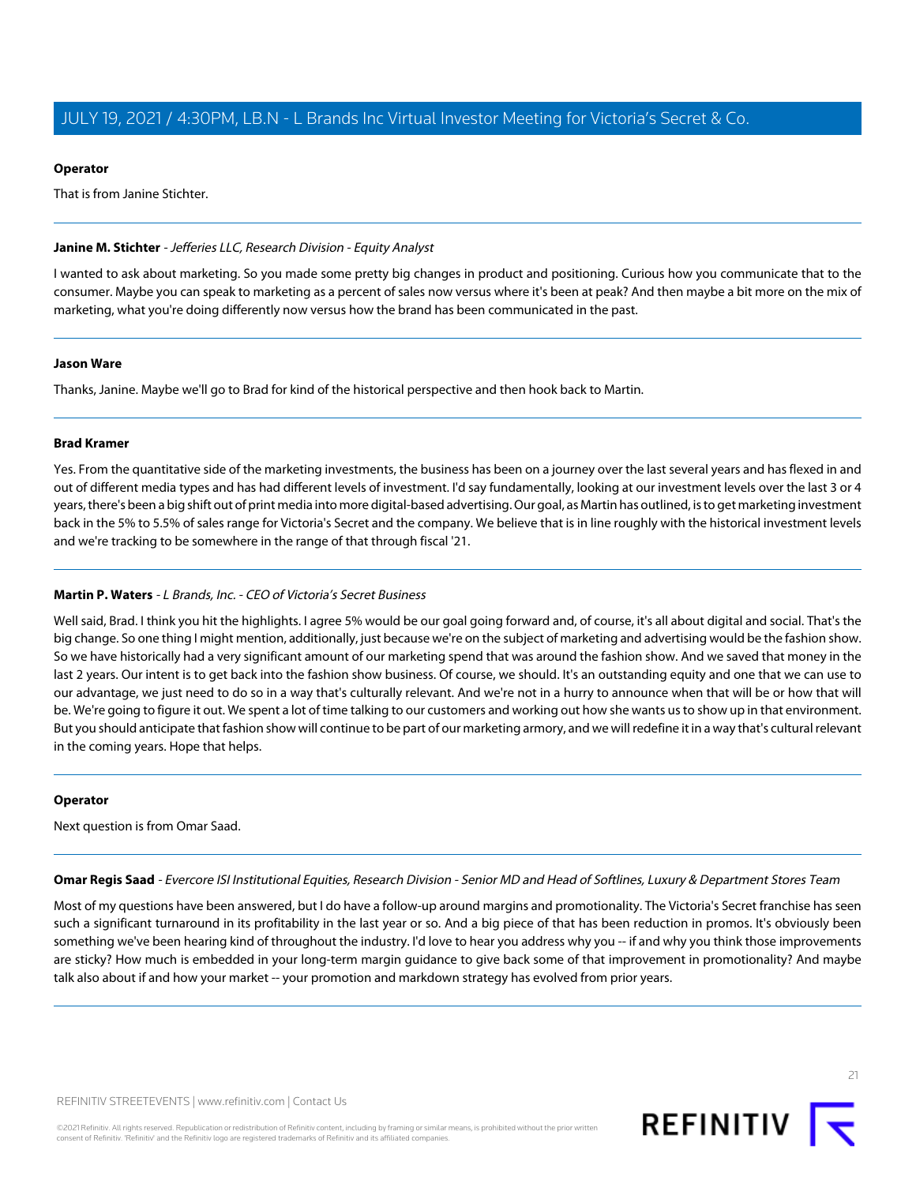**Operator**

That is from Janine Stichter.

**Janine M. Stichter** - *Jefferies LLC, Research Division - Equity Analyst*

I wanted to ask about marketing. So you made some pretty big changes in product and positioning. Curious how you communicate that to the consumer. Maybe you can speak to marketing as a percent of sales now versus where it's been at peak? And then maybe a bit more on the mix of marketing, what you're doing differently now versus how the brand has been communicated in the past.

**Jason Ware**

Thanks, Janine. Maybe we'll go to Brad for kind of the historical perspective and then hook back to Martin.

**Brad Kramer**

Yes. From the quantitative side of the marketing investments, the business has been on a journey over the last several years and has flexed in and out of different media types and has had different levels of investment. I'd say fundamentally, looking at our investment levels over the last 3 or 4 years, there's been a big shift out of print media into more digital-based advertising. Our goal, as Martin has outlined, is to get marketing investment back in the 5% to 5.5% of sales range for Victoria's Secret and the company. We believe that is in line roughly with the historical investment levels and we're tracking to be somewhere in the range of that through fiscal '21.

**Martin P. Waters** - *L Brands, Inc. - CEO of Victoria's Secret Business*

Well said, Brad. I think you hit the highlights. I agree 5% would be our goal going forward and, of course, it's all about digital and social. That's the big change. So one thing I might mention, additionally, just because we're on the subject of marketing and advertising would be the fashion show. So we have historically had a very significant amount of our marketing spend that was around the fashion show. And we saved that money in the last 2 years. Our intent is to get back into the fashion show business. Of course, we should. It's an outstanding equity and one that we can use to our advantage, we just need to do so in a way that's culturally relevant. And we're not in a hurry to announce when that will be or how that will be. We're going to figure it out. We spent a lot of time talking to our customers and working out how she wants us to show up in that environment. But you should anticipate that fashion show will continue to be part of our marketing armory, and we will redefine it in a way that's cultural relevant in the coming years. Hope that helps.

**Operator**

Next question is from Omar Saad.

**Omar Regis Saad** - *Evercore ISI Institutional Equities, Research Division - Senior MD and Head of Softlines, Luxury & Department Stores Team*

Most of my questions have been answered, but I do have a follow-up around margins and promotionality. The Victoria's Secret franchise has seen such a significant turnaround in its profitability in the last year or so. And a big piece of that has been reduction in promos. It's obviously been something we've been hearing kind of throughout the industry. I'd love to hear you address why you -- if and why you think those improvements are sticky? How much is embedded in your long-term margin guidance to give back some of that improvement in promotionality? And maybe talk also about if and how your market -- your promotion and markdown strategy has evolved from prior years.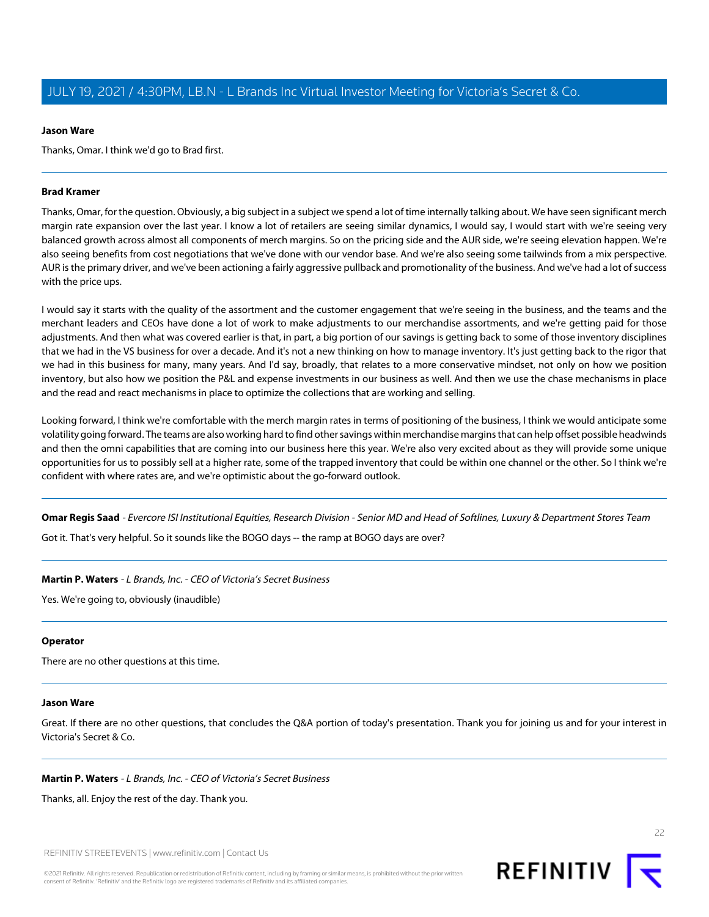**Jason Ware**

Thanks, Omar. I think we'd go to Brad first.

---

**Brad Kramer**

Thanks, Omar, for the question. Obviously, a big subject in a subject we spend a lot of time internally talking about. We have seen significant merch margin rate expansion over the last year. I know a lot of retailers are seeing similar dynamics, I would say, I would start with we're seeing very balanced growth across almost all components of merch margins. So on the pricing side and the AUR side, we're seeing elevation happen. We're also seeing benefits from cost negotiations that we've done with our vendor base. And we're also seeing some tailwinds from a mix perspective. AUR is the primary driver, and we've been actioning a fairly aggressive pullback and promotionality of the business. And we've had a lot of success with the price ups.

I would say it starts with the quality of the assortment and the customer engagement that we're seeing in the business, and the teams and the merchant leaders and CEOs have done a lot of work to make adjustments to our merchandise assortments, and we're getting paid for those adjustments. And then what was covered earlier is that, in part, a big portion of our savings is getting back to some of those inventory disciplines that we had in the VS business for over a decade. And it's not a new thinking on how to manage inventory. It's just getting back to the rigor that we had in this business for many, many years. And I'd say, broadly, that relates to a more conservative mindset, not only on how we position inventory, but also how we position the P&L and expense investments in our business as well. And then we use the chase mechanisms in place and the read and react mechanisms in place to optimize the collections that are working and selling.

Looking forward, I think we're comfortable with the merch margin rates in terms of positioning of the business, I think we would anticipate some volatility going forward. The teams are also working hard to find other savings within merchandise margins that can help offset possible headwinds and then the omni capabilities that are coming into our business here this year. We're also very excited about as they will provide some unique opportunities for us to possibly sell at a higher rate, some of the trapped inventory that could be within one channel or the other. So I think we're confident with where rates are, and we're optimistic about the go-forward outlook.

---

**Omar Regis Saad** - *Evercore ISI Institutional Equities, Research Division - Senior MD and Head of Softlines, Luxury & Department Stores Team*

Got it. That's very helpful. So it sounds like the BOGO days -- the ramp at BOGO days are over?

---

**Martin P. Waters** - *L Brands, Inc. - CEO of Victoria's Secret Business*

Yes. We're going to, obviously (inaudible)

---

**Operator**

There are no other questions at this time.

---

**Jason Ware**

Great. If there are no other questions, that concludes the Q&A portion of today's presentation. Thank you for joining us and for your interest in Victoria's Secret & Co.

---

**Martin P. Waters** - *L Brands, Inc. - CEO of Victoria's Secret Business*

Thanks, all. Enjoy the rest of the day. Thank you.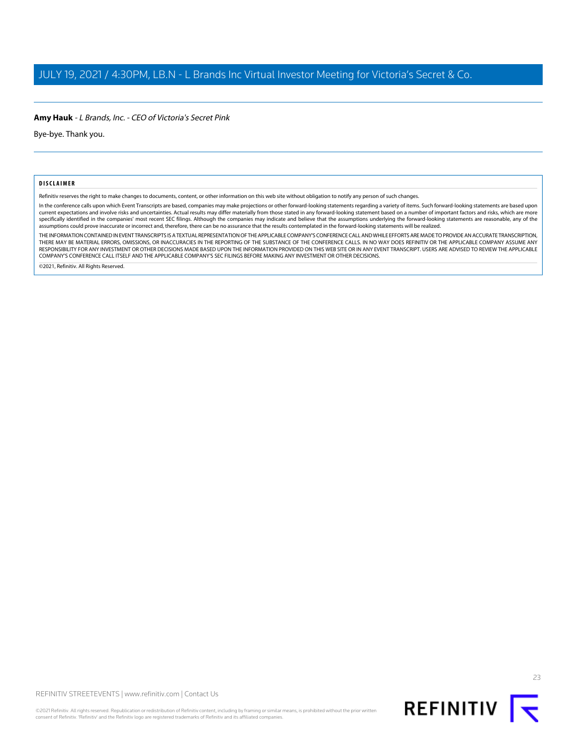**Amy Hauk** - *L Brands, Inc. - CEO of Victoria's Secret Pink*

Bye-bye. Thank you.

---

**DISCLAIMER**

Refinitiv reserves the right to make changes to documents, content, or other information on this web site without obligation to notify any person of such changes.

In the conference calls upon which Event Transcripts are based, companies may make projections or other forward-looking statements regarding a variety of items. Such forward-looking statements are based upon current expectations and involve risks and uncertainties. Actual results may differ materially from those stated in any forward-looking statement based on a number of important factors and risks, which are more specifically identified in the companies' most recent SEC filings. Although the companies may indicate and believe that the assumptions underlying the forward-looking statements are reasonable, any of the assumptions could prove inaccurate or incorrect and, therefore, there can be no assurance that the results contemplated in the forward-looking statements will be realized.

THE INFORMATION CONTAINED IN EVENT TRANSCRIPTS IS A TEXTUAL REPRESENTATION OF THE APPLICABLE COMPANY'S CONFERENCE CALL AND WHILE EFFORTS ARE MADE TO PROVIDE AN ACCURATE TRANSCRIPTION, THERE MAY BE MATERIAL ERRORS, OMISSIONS, OR INACCURACIES IN THE REPORTING OF THE SUBSTANCE OF THE CONFERENCE CALLS. IN NO WAY DOES REFINITIV OR THE APPLICABLE COMPANY ASSUME ANY RESPONSIBILITY FOR ANY INVESTMENT OR OTHER DECISIONS MADE BASED UPON THE INFORMATION PROVIDED ON THIS WEB SITE OR IN ANY EVENT TRANSCRIPT. USERS ARE ADVISED TO REVIEW THE APPLICABLE COMPANY'S CONFERENCE CALL ITSELF AND THE APPLICABLE COMPANY'S SEC FILINGS BEFORE MAKING ANY INVESTMENT OR OTHER DECISIONS.

©2021, Refinitiv. All Rights Reserved.